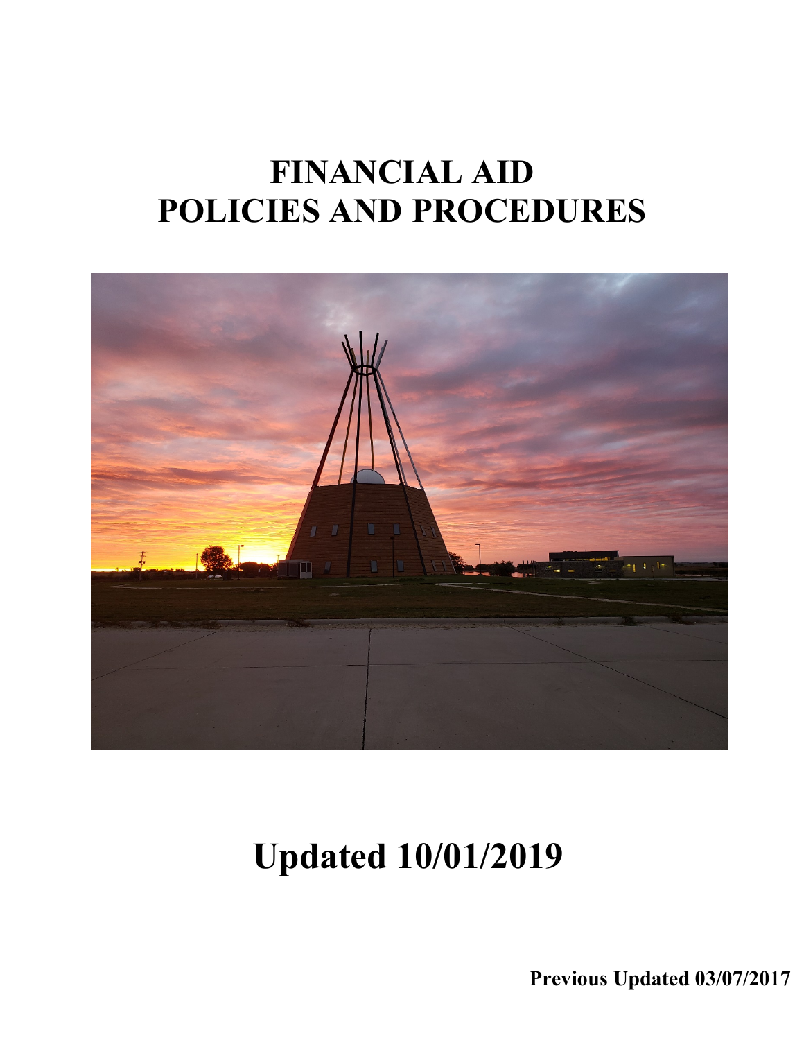# FINANCIAL AID
# POLICIES AND PROCEDURES

# Updated 10/01/2019

**Previous Updated 03/07/2017**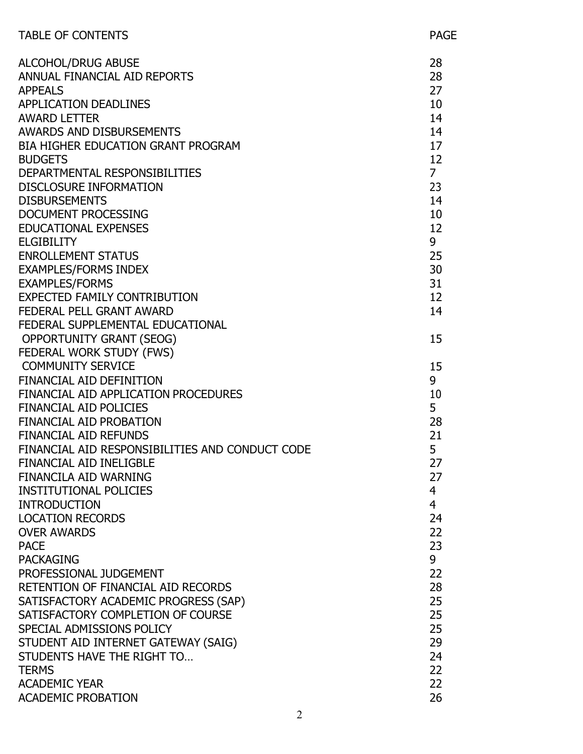| TABLE OF CONTENTS | PAGE |
| --- | --- |
| ALCOHOL/DRUG ABUSE | 28 |
| ANNUAL FINANCIAL AID REPORTS | 28 |
| APPEALS | 27 |
| APPLICATION DEADLINES | 10 |
| AWARD LETTER | 14 |
| AWARDS AND DISBURSEMENTS | 14 |
| BIA HIGHER EDUCATION GRANT PROGRAM | 17 |
| BUDGETS | 12 |
| DEPARTMENTAL RESPONSIBILITIES | 7 |
| DISCLOSURE INFORMATION | 23 |
| DISBURSEMENTS | 14 |
| DOCUMENT PROCESSING | 10 |
| EDUCATIONAL EXPENSES | 12 |
| ELGIBILITY | 9 |
| ENROLLEMENT STATUS | 25 |
| EXAMPLES/FORMS INDEX | 30 |
| EXAMPLES/FORMS | 31 |
| EXPECTED FAMILY CONTRIBUTION | 12 |
| FEDERAL PELL GRANT AWARD | 14 |
| FEDERAL SUPPLEMENTAL EDUCATIONAL OPPORTUNITY GRANT (SEOG) | 15 |
| FEDERAL WORK STUDY (FWS) COMMUNITY SERVICE | 15 |
| FINANCIAL AID DEFINITION | 9 |
| FINANCIAL AID APPLICATION PROCEDURES | 10 |
| FINANCIAL AID POLICIES | 5 |
| FINANCIAL AID PROBATION | 28 |
| FINANCIAL AID REFUNDS | 21 |
| FINANCIAL AID RESPONSIBILITIES AND CONDUCT CODE | 5 |
| FINANCIAL AID INELIGBLE | 27 |
| FINANCILA AID WARNING | 27 |
| INSTITUTIONAL POLICIES | 4 |
| INTRODUCTION | 4 |
| LOCATION RECORDS | 24 |
| OVER AWARDS | 22 |
| PACE | 23 |
| PACKAGING | 9 |
| PROFESSIONAL JUDGEMENT | 22 |
| RETENTION OF FINANCIAL AID RECORDS | 28 |
| SATISFACTORY ACADEMIC PROGRESS (SAP) | 25 |
| SATISFACTORY COMPLETION OF COURSE | 25 |
| SPECIAL ADMISSIONS POLICY | 25 |
| STUDENT AID INTERNET GATEWAY (SAIG) | 29 |
| STUDENTS HAVE THE RIGHT TO… | 24 |
| TERMS | 22 |
| ACADEMIC YEAR | 22 |
| ACADEMIC PROBATION | 26 |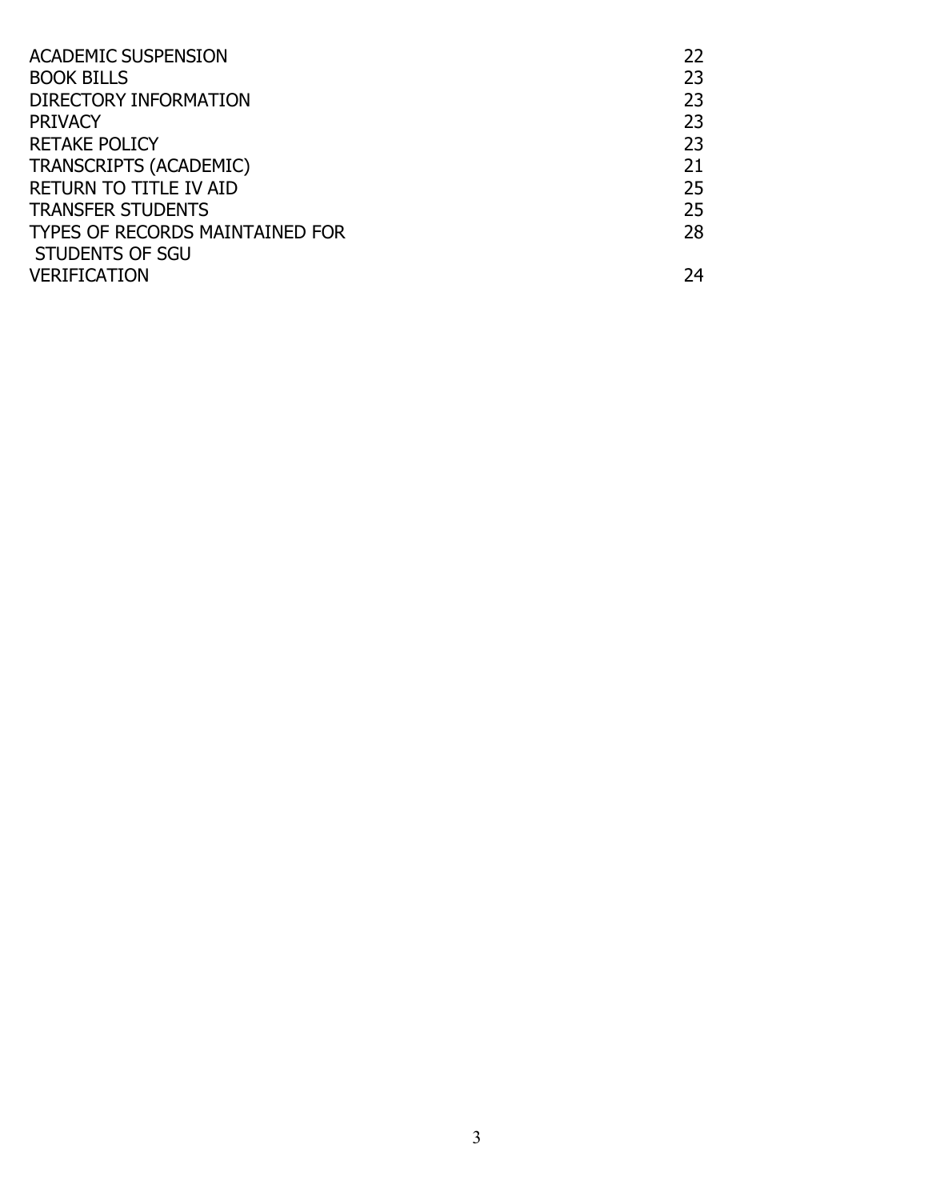| | |
|---|---|
| ACADEMIC SUSPENSION | 22 |
| BOOK BILLS | 23 |
| DIRECTORY INFORMATION | 23 |
| PRIVACY | 23 |
| RETAKE POLICY | 23 |
| TRANSCRIPTS (ACADEMIC) | 21 |
| RETURN TO TITLE IV AID | 25 |
| TRANSFER STUDENTS | 25 |
| TYPES OF RECORDS MAINTAINED FOR STUDENTS OF SGU | 28 |
| VERIFICATION | 24 |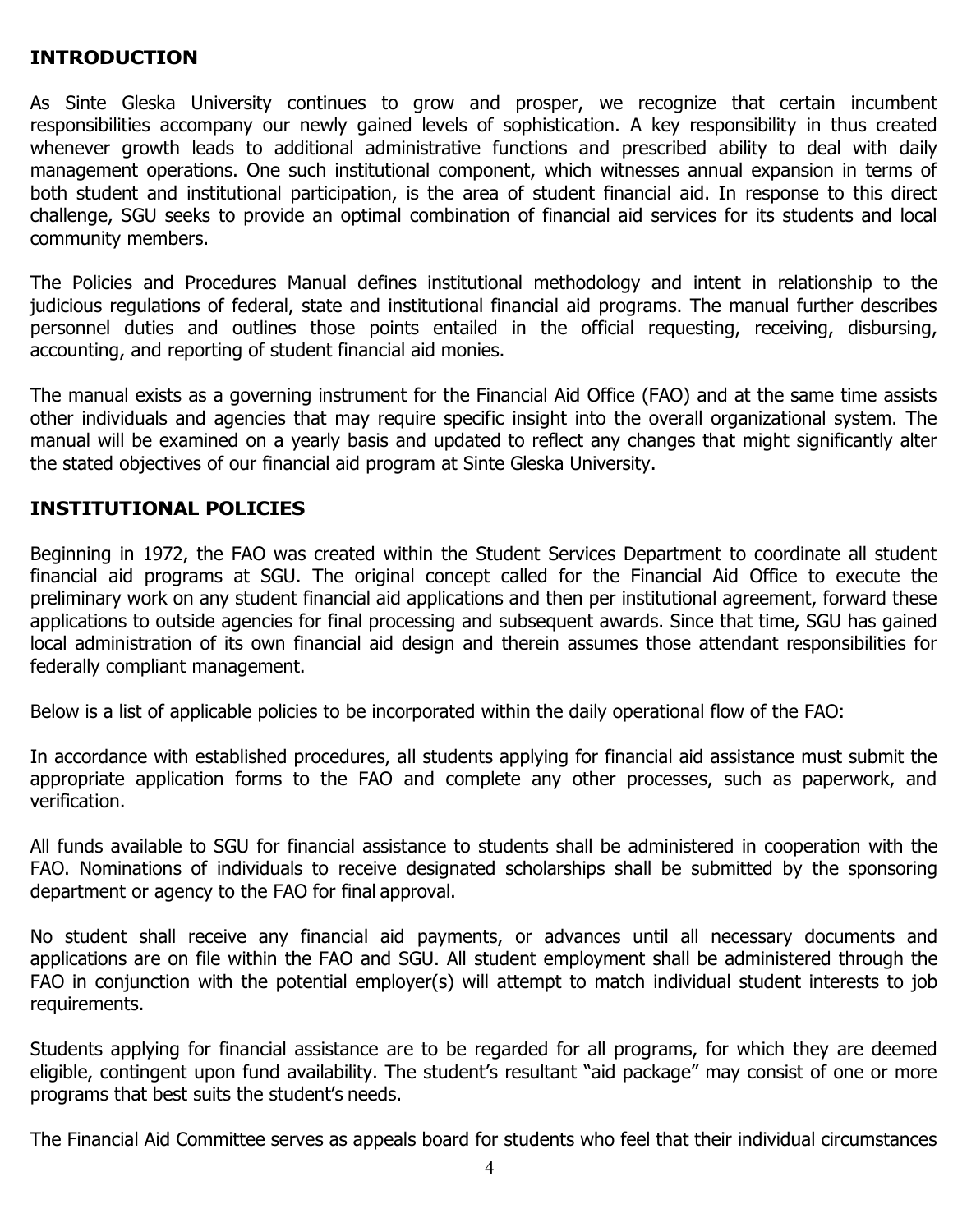## INTRODUCTION

As Sinte Gleska University continues to grow and prosper, we recognize that certain incumbent responsibilities accompany our newly gained levels of sophistication. A key responsibility in thus created whenever growth leads to additional administrative functions and prescribed ability to deal with daily management operations. One such institutional component, which witnesses annual expansion in terms of both student and institutional participation, is the area of student financial aid. In response to this direct challenge, SGU seeks to provide an optimal combination of financial aid services for its students and local community members.

The Policies and Procedures Manual defines institutional methodology and intent in relationship to the judicious regulations of federal, state and institutional financial aid programs. The manual further describes personnel duties and outlines those points entailed in the official requesting, receiving, disbursing, accounting, and reporting of student financial aid monies.

The manual exists as a governing instrument for the Financial Aid Office (FAO) and at the same time assists other individuals and agencies that may require specific insight into the overall organizational system. The manual will be examined on a yearly basis and updated to reflect any changes that might significantly alter the stated objectives of our financial aid program at Sinte Gleska University.

## INSTITUTIONAL POLICIES

Beginning in 1972, the FAO was created within the Student Services Department to coordinate all student financial aid programs at SGU. The original concept called for the Financial Aid Office to execute the preliminary work on any student financial aid applications and then per institutional agreement, forward these applications to outside agencies for final processing and subsequent awards. Since that time, SGU has gained local administration of its own financial aid design and therein assumes those attendant responsibilities for federally compliant management.

Below is a list of applicable policies to be incorporated within the daily operational flow of the FAO:

In accordance with established procedures, all students applying for financial aid assistance must submit the appropriate application forms to the FAO and complete any other processes, such as paperwork, and verification.

All funds available to SGU for financial assistance to students shall be administered in cooperation with the FAO. Nominations of individuals to receive designated scholarships shall be submitted by the sponsoring department or agency to the FAO for final approval.

No student shall receive any financial aid payments, or advances until all necessary documents and applications are on file within the FAO and SGU. All student employment shall be administered through the FAO in conjunction with the potential employer(s) will attempt to match individual student interests to job requirements.

Students applying for financial assistance are to be regarded for all programs, for which they are deemed eligible, contingent upon fund availability. The student's resultant "aid package" may consist of one or more programs that best suits the student's needs.

The Financial Aid Committee serves as appeals board for students who feel that their individual circumstances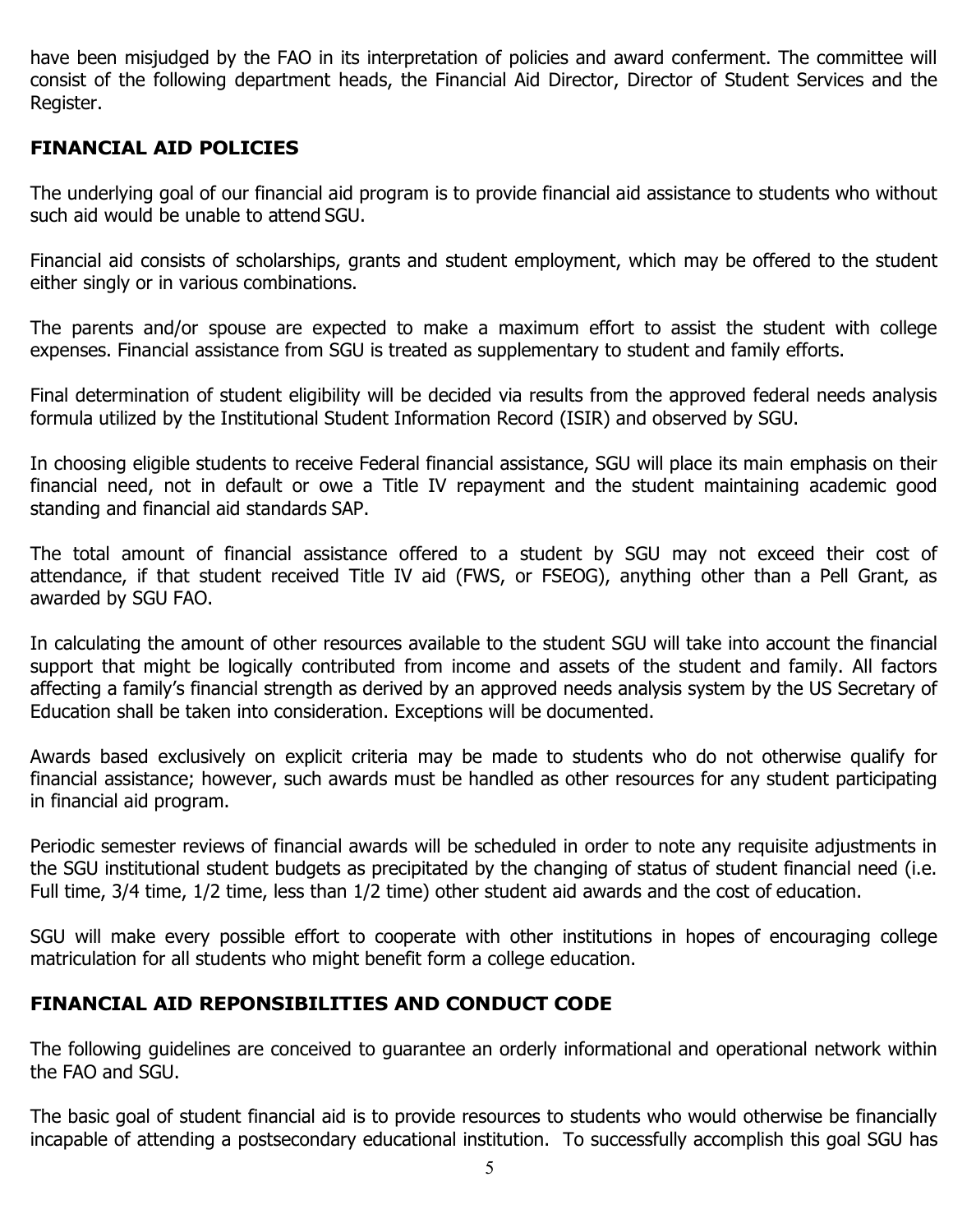have been misjudged by the FAO in its interpretation of policies and award conferment. The committee will consist of the following department heads, the Financial Aid Director, Director of Student Services and the Register.

## FINANCIAL AID POLICIES

The underlying goal of our financial aid program is to provide financial aid assistance to students who without such aid would be unable to attend SGU.

Financial aid consists of scholarships, grants and student employment, which may be offered to the student either singly or in various combinations.

The parents and/or spouse are expected to make a maximum effort to assist the student with college expenses. Financial assistance from SGU is treated as supplementary to student and family efforts.

Final determination of student eligibility will be decided via results from the approved federal needs analysis formula utilized by the Institutional Student Information Record (ISIR) and observed by SGU.

In choosing eligible students to receive Federal financial assistance, SGU will place its main emphasis on their financial need, not in default or owe a Title IV repayment and the student maintaining academic good standing and financial aid standards SAP.

The total amount of financial assistance offered to a student by SGU may not exceed their cost of attendance, if that student received Title IV aid (FWS, or FSEOG), anything other than a Pell Grant, as awarded by SGU FAO.

In calculating the amount of other resources available to the student SGU will take into account the financial support that might be logically contributed from income and assets of the student and family. All factors affecting a family's financial strength as derived by an approved needs analysis system by the US Secretary of Education shall be taken into consideration. Exceptions will be documented.

Awards based exclusively on explicit criteria may be made to students who do not otherwise qualify for financial assistance; however, such awards must be handled as other resources for any student participating in financial aid program.

Periodic semester reviews of financial awards will be scheduled in order to note any requisite adjustments in the SGU institutional student budgets as precipitated by the changing of status of student financial need (i.e. Full time, 3/4 time, 1/2 time, less than 1/2 time) other student aid awards and the cost of education.

SGU will make every possible effort to cooperate with other institutions in hopes of encouraging college matriculation for all students who might benefit form a college education.

## FINANCIAL AID REPONSIBILITIES AND CONDUCT CODE

The following guidelines are conceived to guarantee an orderly informational and operational network within the FAO and SGU.

The basic goal of student financial aid is to provide resources to students who would otherwise be financially incapable of attending a postsecondary educational institution. To successfully accomplish this goal SGU has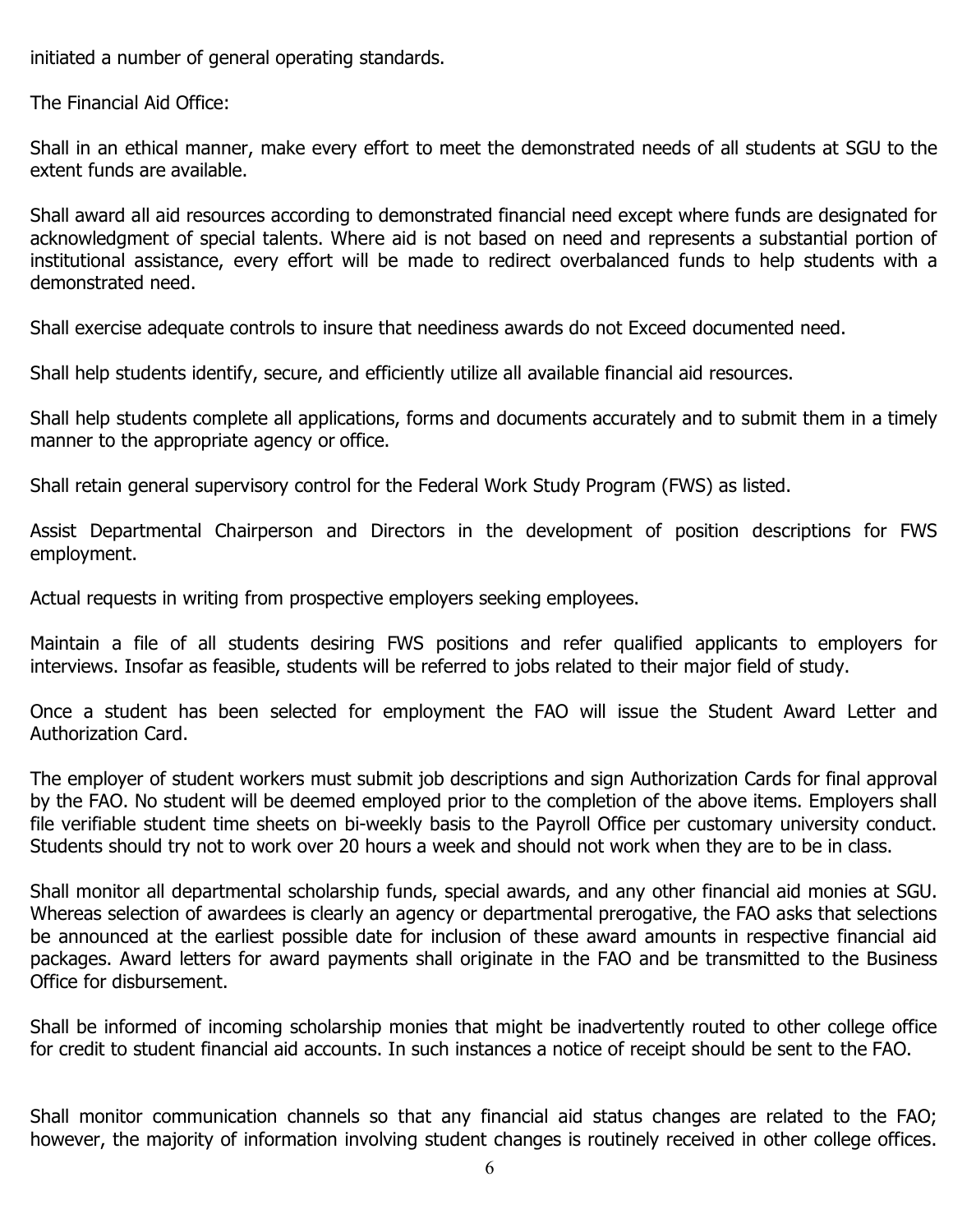initiated a number of general operating standards.

The Financial Aid Office:

Shall in an ethical manner, make every effort to meet the demonstrated needs of all students at SGU to the extent funds are available.

Shall award all aid resources according to demonstrated financial need except where funds are designated for acknowledgment of special talents. Where aid is not based on need and represents a substantial portion of institutional assistance, every effort will be made to redirect overbalanced funds to help students with a demonstrated need.

Shall exercise adequate controls to insure that neediness awards do not Exceed documented need.

Shall help students identify, secure, and efficiently utilize all available financial aid resources.

Shall help students complete all applications, forms and documents accurately and to submit them in a timely manner to the appropriate agency or office.

Shall retain general supervisory control for the Federal Work Study Program (FWS) as listed.

Assist Departmental Chairperson and Directors in the development of position descriptions for FWS employment.

Actual requests in writing from prospective employers seeking employees.

Maintain a file of all students desiring FWS positions and refer qualified applicants to employers for interviews. Insofar as feasible, students will be referred to jobs related to their major field of study.

Once a student has been selected for employment the FAO will issue the Student Award Letter and Authorization Card.

The employer of student workers must submit job descriptions and sign Authorization Cards for final approval by the FAO. No student will be deemed employed prior to the completion of the above items. Employers shall file verifiable student time sheets on bi-weekly basis to the Payroll Office per customary university conduct. Students should try not to work over 20 hours a week and should not work when they are to be in class.

Shall monitor all departmental scholarship funds, special awards, and any other financial aid monies at SGU. Whereas selection of awardees is clearly an agency or departmental prerogative, the FAO asks that selections be announced at the earliest possible date for inclusion of these award amounts in respective financial aid packages. Award letters for award payments shall originate in the FAO and be transmitted to the Business Office for disbursement.

Shall be informed of incoming scholarship monies that might be inadvertently routed to other college office for credit to student financial aid accounts. In such instances a notice of receipt should be sent to the FAO.

Shall monitor communication channels so that any financial aid status changes are related to the FAO; however, the majority of information involving student changes is routinely received in other college offices.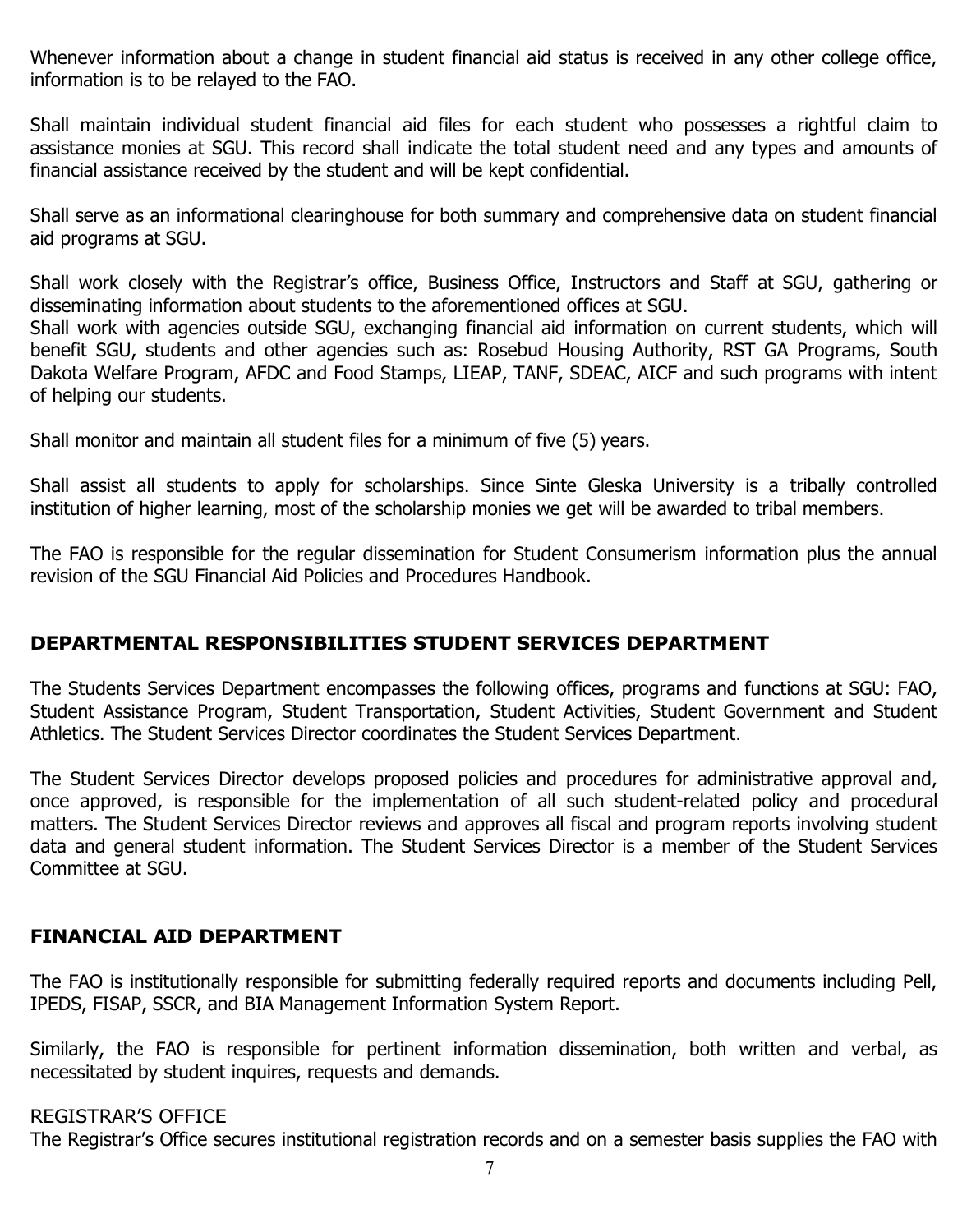Whenever information about a change in student financial aid status is received in any other college office, information is to be relayed to the FAO.

Shall maintain individual student financial aid files for each student who possesses a rightful claim to assistance monies at SGU. This record shall indicate the total student need and any types and amounts of financial assistance received by the student and will be kept confidential.

Shall serve as an informational clearinghouse for both summary and comprehensive data on student financial aid programs at SGU.

Shall work closely with the Registrar's office, Business Office, Instructors and Staff at SGU, gathering or disseminating information about students to the aforementioned offices at SGU.
Shall work with agencies outside SGU, exchanging financial aid information on current students, which will benefit SGU, students and other agencies such as: Rosebud Housing Authority, RST GA Programs, South Dakota Welfare Program, AFDC and Food Stamps, LIEAP, TANF, SDEAC, AICF and such programs with intent of helping our students.

Shall monitor and maintain all student files for a minimum of five (5) years.

Shall assist all students to apply for scholarships. Since Sinte Gleska University is a tribally controlled institution of higher learning, most of the scholarship monies we get will be awarded to tribal members.

The FAO is responsible for the regular dissemination for Student Consumerism information plus the annual revision of the SGU Financial Aid Policies and Procedures Handbook.

## DEPARTMENTAL RESPONSIBILITIES STUDENT SERVICES DEPARTMENT

The Students Services Department encompasses the following offices, programs and functions at SGU: FAO, Student Assistance Program, Student Transportation, Student Activities, Student Government and Student Athletics. The Student Services Director coordinates the Student Services Department.

The Student Services Director develops proposed policies and procedures for administrative approval and, once approved, is responsible for the implementation of all such student-related policy and procedural matters. The Student Services Director reviews and approves all fiscal and program reports involving student data and general student information. The Student Services Director is a member of the Student Services Committee at SGU.

## FINANCIAL AID DEPARTMENT

The FAO is institutionally responsible for submitting federally required reports and documents including Pell, IPEDS, FISAP, SSCR, and BIA Management Information System Report.

Similarly, the FAO is responsible for pertinent information dissemination, both written and verbal, as necessitated by student inquires, requests and demands.

REGISTRAR'S OFFICE

The Registrar's Office secures institutional registration records and on a semester basis supplies the FAO with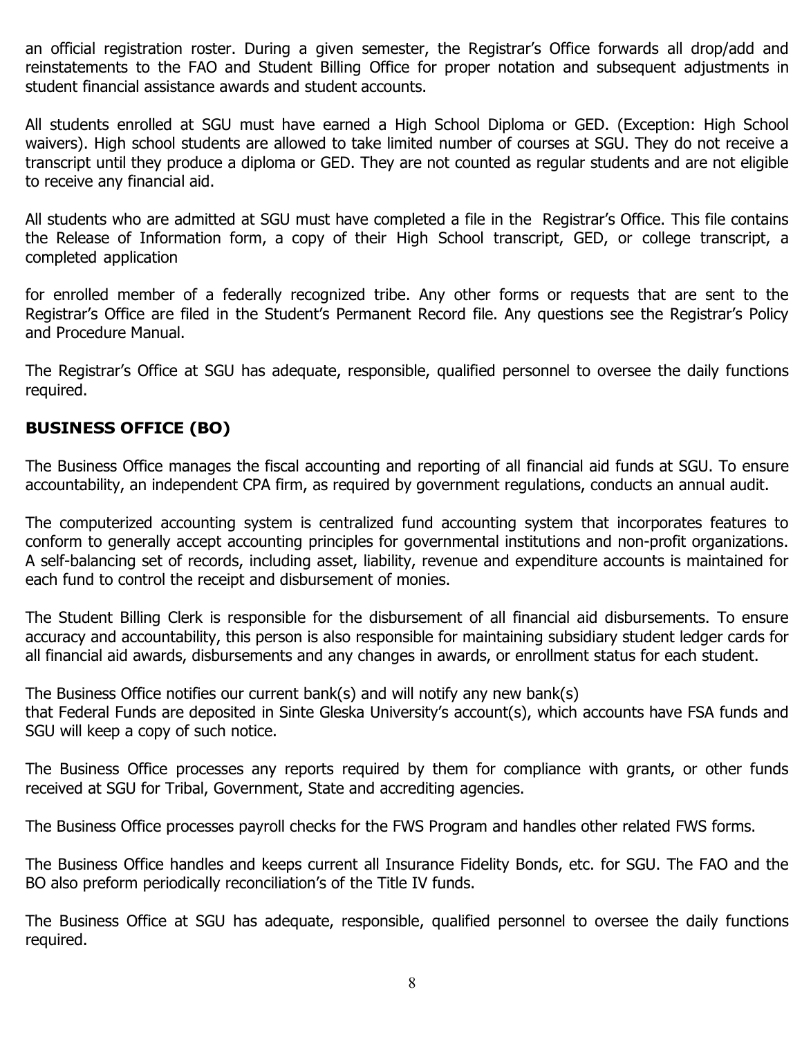an official registration roster. During a given semester, the Registrar's Office forwards all drop/add and reinstatements to the FAO and Student Billing Office for proper notation and subsequent adjustments in student financial assistance awards and student accounts.

All students enrolled at SGU must have earned a High School Diploma or GED. (Exception: High School waivers). High school students are allowed to take limited number of courses at SGU. They do not receive a transcript until they produce a diploma or GED. They are not counted as regular students and are not eligible to receive any financial aid.

All students who are admitted at SGU must have completed a file in the Registrar's Office. This file contains the Release of Information form, a copy of their High School transcript, GED, or college transcript, a completed application

for enrolled member of a federally recognized tribe. Any other forms or requests that are sent to the Registrar's Office are filed in the Student's Permanent Record file. Any questions see the Registrar's Policy and Procedure Manual.

The Registrar's Office at SGU has adequate, responsible, qualified personnel to oversee the daily functions required.

## BUSINESS OFFICE (BO)

The Business Office manages the fiscal accounting and reporting of all financial aid funds at SGU. To ensure accountability, an independent CPA firm, as required by government regulations, conducts an annual audit.

The computerized accounting system is centralized fund accounting system that incorporates features to conform to generally accept accounting principles for governmental institutions and non-profit organizations. A self-balancing set of records, including asset, liability, revenue and expenditure accounts is maintained for each fund to control the receipt and disbursement of monies.

The Student Billing Clerk is responsible for the disbursement of all financial aid disbursements. To ensure accuracy and accountability, this person is also responsible for maintaining subsidiary student ledger cards for all financial aid awards, disbursements and any changes in awards, or enrollment status for each student.

The Business Office notifies our current bank(s) and will notify any new bank(s)
that Federal Funds are deposited in Sinte Gleska University's account(s), which accounts have FSA funds and SGU will keep a copy of such notice.

The Business Office processes any reports required by them for compliance with grants, or other funds received at SGU for Tribal, Government, State and accrediting agencies.

The Business Office processes payroll checks for the FWS Program and handles other related FWS forms.

The Business Office handles and keeps current all Insurance Fidelity Bonds, etc. for SGU. The FAO and the BO also preform periodically reconciliation's of the Title IV funds.

The Business Office at SGU has adequate, responsible, qualified personnel to oversee the daily functions required.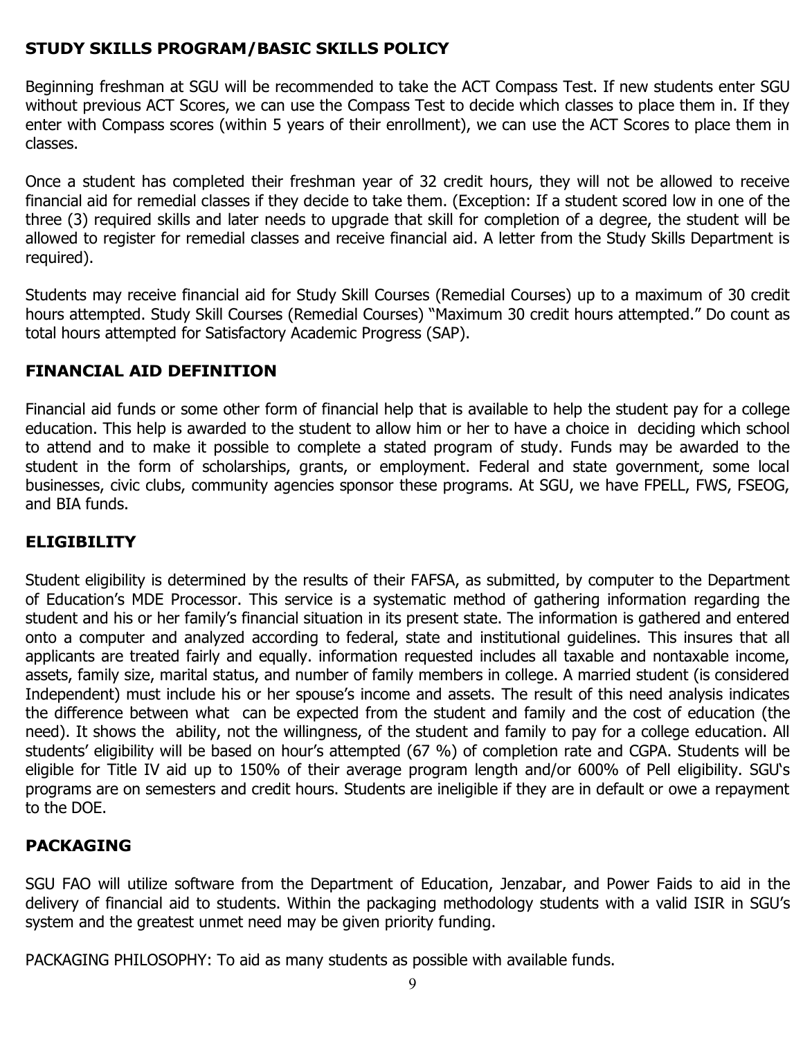## STUDY SKILLS PROGRAM/BASIC SKILLS POLICY

Beginning freshman at SGU will be recommended to take the ACT Compass Test. If new students enter SGU without previous ACT Scores, we can use the Compass Test to decide which classes to place them in. If they enter with Compass scores (within 5 years of their enrollment), we can use the ACT Scores to place them in classes.

Once a student has completed their freshman year of 32 credit hours, they will not be allowed to receive financial aid for remedial classes if they decide to take them. (Exception: If a student scored low in one of the three (3) required skills and later needs to upgrade that skill for completion of a degree, the student will be allowed to register for remedial classes and receive financial aid. A letter from the Study Skills Department is required).

Students may receive financial aid for Study Skill Courses (Remedial Courses) up to a maximum of 30 credit hours attempted. Study Skill Courses (Remedial Courses) "Maximum 30 credit hours attempted." Do count as total hours attempted for Satisfactory Academic Progress (SAP).

## FINANCIAL AID DEFINITION

Financial aid funds or some other form of financial help that is available to help the student pay for a college education. This help is awarded to the student to allow him or her to have a choice in deciding which school to attend and to make it possible to complete a stated program of study. Funds may be awarded to the student in the form of scholarships, grants, or employment. Federal and state government, some local businesses, civic clubs, community agencies sponsor these programs. At SGU, we have FPELL, FWS, FSEOG, and BIA funds.

## ELIGIBILITY

Student eligibility is determined by the results of their FAFSA, as submitted, by computer to the Department of Education's MDE Processor. This service is a systematic method of gathering information regarding the student and his or her family's financial situation in its present state. The information is gathered and entered onto a computer and analyzed according to federal, state and institutional guidelines. This insures that all applicants are treated fairly and equally. information requested includes all taxable and nontaxable income, assets, family size, marital status, and number of family members in college. A married student (is considered Independent) must include his or her spouse's income and assets. The result of this need analysis indicates the difference between what can be expected from the student and family and the cost of education (the need). It shows the ability, not the willingness, of the student and family to pay for a college education. All students' eligibility will be based on hour's attempted (67 %) of completion rate and CGPA. Students will be eligible for Title IV aid up to 150% of their average program length and/or 600% of Pell eligibility. SGU's programs are on semesters and credit hours. Students are ineligible if they are in default or owe a repayment to the DOE.

## PACKAGING

SGU FAO will utilize software from the Department of Education, Jenzabar, and Power Faids to aid in the delivery of financial aid to students. Within the packaging methodology students with a valid ISIR in SGU's system and the greatest unmet need may be given priority funding.

PACKAGING PHILOSOPHY: To aid as many students as possible with available funds.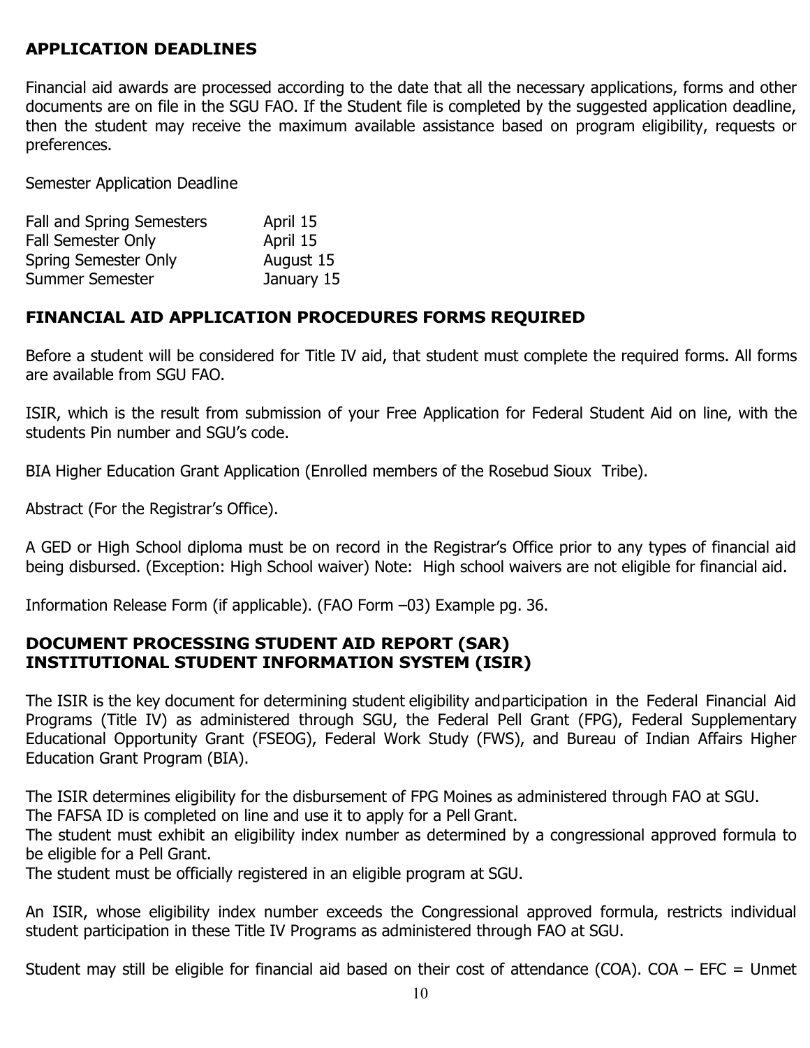## APPLICATION DEADLINES

Financial aid awards are processed according to the date that all the necessary applications, forms and other documents are on file in the SGU FAO. If the Student file is completed by the suggested application deadline, then the student may receive the maximum available assistance based on program eligibility, requests or preferences.

| Semester | Application Deadline |
|---|---|
| Fall and Spring Semesters | April 15 |
| Fall Semester Only | April 15 |
| Spring Semester Only | August 15 |
| Summer Semester | January 15 |

## FINANCIAL AID APPLICATION PROCEDURES FORMS REQUIRED

Before a student will be considered for Title IV aid, that student must complete the required forms. All forms are available from SGU FAO.

ISIR, which is the result from submission of your Free Application for Federal Student Aid on line, with the students Pin number and SGU's code.

BIA Higher Education Grant Application (Enrolled members of the Rosebud Sioux Tribe).

Abstract (For the Registrar's Office).

A GED or High School diploma must be on record in the Registrar's Office prior to any types of financial aid being disbursed. (Exception: High School waiver) Note: High school waivers are not eligible for financial aid.

Information Release Form (if applicable). (FAO Form –03) Example pg. 36.

## DOCUMENT PROCESSING STUDENT AID REPORT (SAR) INSTITUTIONAL STUDENT INFORMATION SYSTEM (ISIR)

The ISIR is the key document for determining student eligibility and participation in the Federal Financial Aid Programs (Title IV) as administered through SGU, the Federal Pell Grant (FPG), Federal Supplementary Educational Opportunity Grant (FSEOG), Federal Work Study (FWS), and Bureau of Indian Affairs Higher Education Grant Program (BIA).

The ISIR determines eligibility for the disbursement of FPG Moines as administered through FAO at SGU.
The FAFSA ID is completed on line and use it to apply for a Pell Grant.
The student must exhibit an eligibility index number as determined by a congressional approved formula to be eligible for a Pell Grant.
The student must be officially registered in an eligible program at SGU.

An ISIR, whose eligibility index number exceeds the Congressional approved formula, restricts individual student participation in these Title IV Programs as administered through FAO at SGU.

Student may still be eligible for financial aid based on their cost of attendance (COA). COA – EFC = Unmet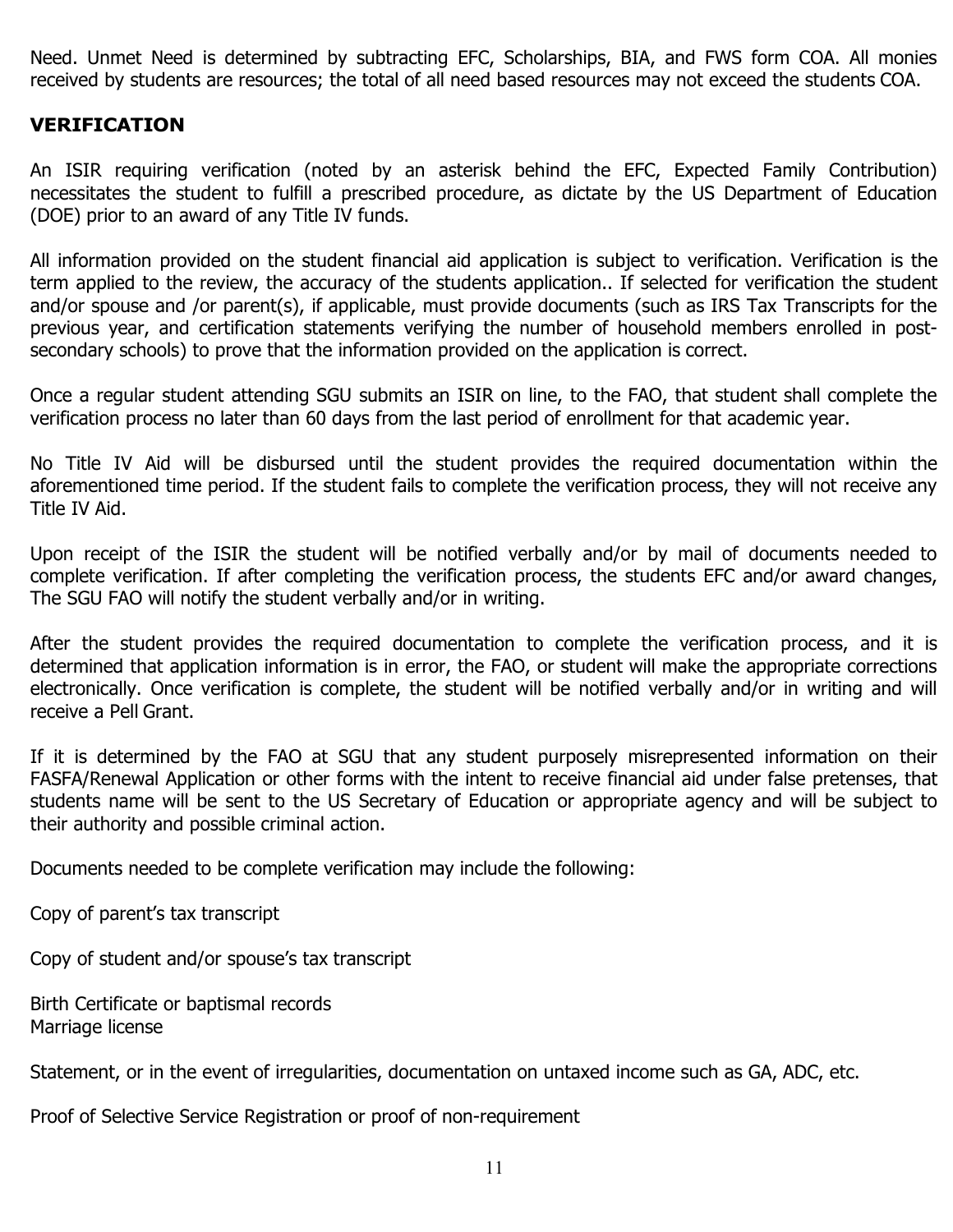Need. Unmet Need is determined by subtracting EFC, Scholarships, BIA, and FWS form COA. All monies received by students are resources; the total of all need based resources may not exceed the students COA.

## VERIFICATION

An ISIR requiring verification (noted by an asterisk behind the EFC, Expected Family Contribution) necessitates the student to fulfill a prescribed procedure, as dictate by the US Department of Education (DOE) prior to an award of any Title IV funds.

All information provided on the student financial aid application is subject to verification. Verification is the term applied to the review, the accuracy of the students application.. If selected for verification the student and/or spouse and /or parent(s), if applicable, must provide documents (such as IRS Tax Transcripts for the previous year, and certification statements verifying the number of household members enrolled in post-secondary schools) to prove that the information provided on the application is correct.

Once a regular student attending SGU submits an ISIR on line, to the FAO, that student shall complete the verification process no later than 60 days from the last period of enrollment for that academic year.

No Title IV Aid will be disbursed until the student provides the required documentation within the aforementioned time period. If the student fails to complete the verification process, they will not receive any Title IV Aid.

Upon receipt of the ISIR the student will be notified verbally and/or by mail of documents needed to complete verification. If after completing the verification process, the students EFC and/or award changes, The SGU FAO will notify the student verbally and/or in writing.

After the student provides the required documentation to complete the verification process, and it is determined that application information is in error, the FAO, or student will make the appropriate corrections electronically. Once verification is complete, the student will be notified verbally and/or in writing and will receive a Pell Grant.

If it is determined by the FAO at SGU that any student purposely misrepresented information on their FASFA/Renewal Application or other forms with the intent to receive financial aid under false pretenses, that students name will be sent to the US Secretary of Education or appropriate agency and will be subject to their authority and possible criminal action.

Documents needed to be complete verification may include the following:

Copy of parent's tax transcript

Copy of student and/or spouse's tax transcript

Birth Certificate or baptismal records
Marriage license

Statement, or in the event of irregularities, documentation on untaxed income such as GA, ADC, etc.

Proof of Selective Service Registration or proof of non-requirement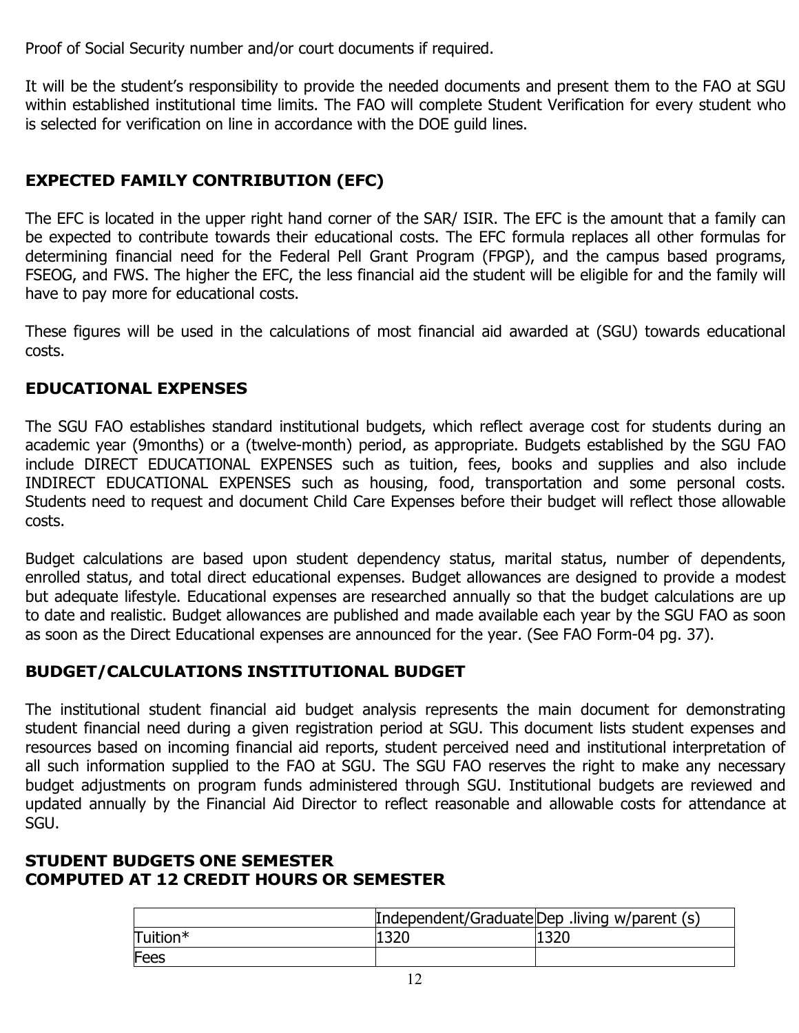Proof of Social Security number and/or court documents if required.

It will be the student's responsibility to provide the needed documents and present them to the FAO at SGU within established institutional time limits. The FAO will complete Student Verification for every student who is selected for verification on line in accordance with the DOE guild lines.

## EXPECTED FAMILY CONTRIBUTION (EFC)

The EFC is located in the upper right hand corner of the SAR/ ISIR. The EFC is the amount that a family can be expected to contribute towards their educational costs. The EFC formula replaces all other formulas for determining financial need for the Federal Pell Grant Program (FPGP), and the campus based programs, FSEOG, and FWS. The higher the EFC, the less financial aid the student will be eligible for and the family will have to pay more for educational costs.

These figures will be used in the calculations of most financial aid awarded at (SGU) towards educational costs.

## EDUCATIONAL EXPENSES

The SGU FAO establishes standard institutional budgets, which reflect average cost for students during an academic year (9months) or a (twelve-month) period, as appropriate. Budgets established by the SGU FAO include DIRECT EDUCATIONAL EXPENSES such as tuition, fees, books and supplies and also include INDIRECT EDUCATIONAL EXPENSES such as housing, food, transportation and some personal costs. Students need to request and document Child Care Expenses before their budget will reflect those allowable costs.

Budget calculations are based upon student dependency status, marital status, number of dependents, enrolled status, and total direct educational expenses. Budget allowances are designed to provide a modest but adequate lifestyle. Educational expenses are researched annually so that the budget calculations are up to date and realistic. Budget allowances are published and made available each year by the SGU FAO as soon as soon as the Direct Educational expenses are announced for the year. (See FAO Form-04 pg. 37).

## BUDGET/CALCULATIONS INSTITUTIONAL BUDGET

The institutional student financial aid budget analysis represents the main document for demonstrating student financial need during a given registration period at SGU. This document lists student expenses and resources based on incoming financial aid reports, student perceived need and institutional interpretation of all such information supplied to the FAO at SGU. The SGU FAO reserves the right to make any necessary budget adjustments on program funds administered through SGU. Institutional budgets are reviewed and updated annually by the Financial Aid Director to reflect reasonable and allowable costs for attendance at SGU.

## STUDENT BUDGETS ONE SEMESTER
## COMPUTED AT 12 CREDIT HOURS OR SEMESTER

| | Independent/Graduate | Dep .living w/parent (s) |
|---|---|---|
| Tuition* | 1320 | 1320 |
| Fees | | |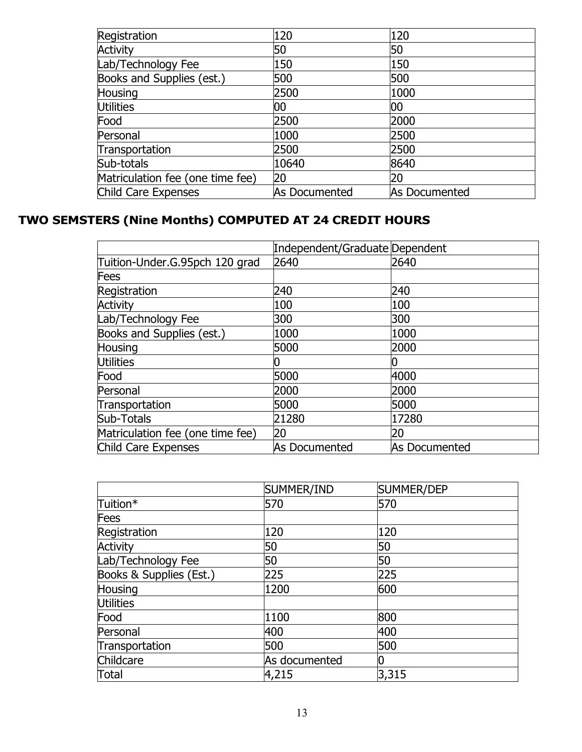| | | |
|---|---|---|
| Registration | 120 | 120 |
| Activity | 50 | 50 |
| Lab/Technology Fee | 150 | 150 |
| Books and Supplies (est.) | 500 | 500 |
| Housing | 2500 | 1000 |
| Utilities | 00 | 00 |
| Food | 2500 | 2000 |
| Personal | 1000 | 2500 |
| Transportation | 2500 | 2500 |
| Sub-totals | 10640 | 8640 |
| Matriculation fee (one time fee) | 20 | 20 |
| Child Care Expenses | As Documented | As Documented |

## TWO SEMSTERS (Nine Months) COMPUTED AT 24 CREDIT HOURS

| | Independent/Graduate | Dependent |
|---|---|---|
| Tuition-Under.G.95pch 120 grad | 2640 | 2640 |
| Fees | | |
| Registration | 240 | 240 |
| Activity | 100 | 100 |
| Lab/Technology Fee | 300 | 300 |
| Books and Supplies (est.) | 1000 | 1000 |
| Housing | 5000 | 2000 |
| Utilities | 0 | 0 |
| Food | 5000 | 4000 |
| Personal | 2000 | 2000 |
| Transportation | 5000 | 5000 |
| Sub-Totals | 21280 | 17280 |
| Matriculation fee (one time fee) | 20 | 20 |
| Child Care Expenses | As Documented | As Documented |

| | SUMMER/IND | SUMMER/DEP |
|---|---|---|
| Tuition* | 570 | 570 |
| Fees | | |
| Registration | 120 | 120 |
| Activity | 50 | 50 |
| Lab/Technology Fee | 50 | 50 |
| Books & Supplies (Est.) | 225 | 225 |
| Housing | 1200 | 600 |
| Utilities | | |
| Food | 1100 | 800 |
| Personal | 400 | 400 |
| Transportation | 500 | 500 |
| Childcare | As documented | 0 |
| Total | 4,215 | 3,315 |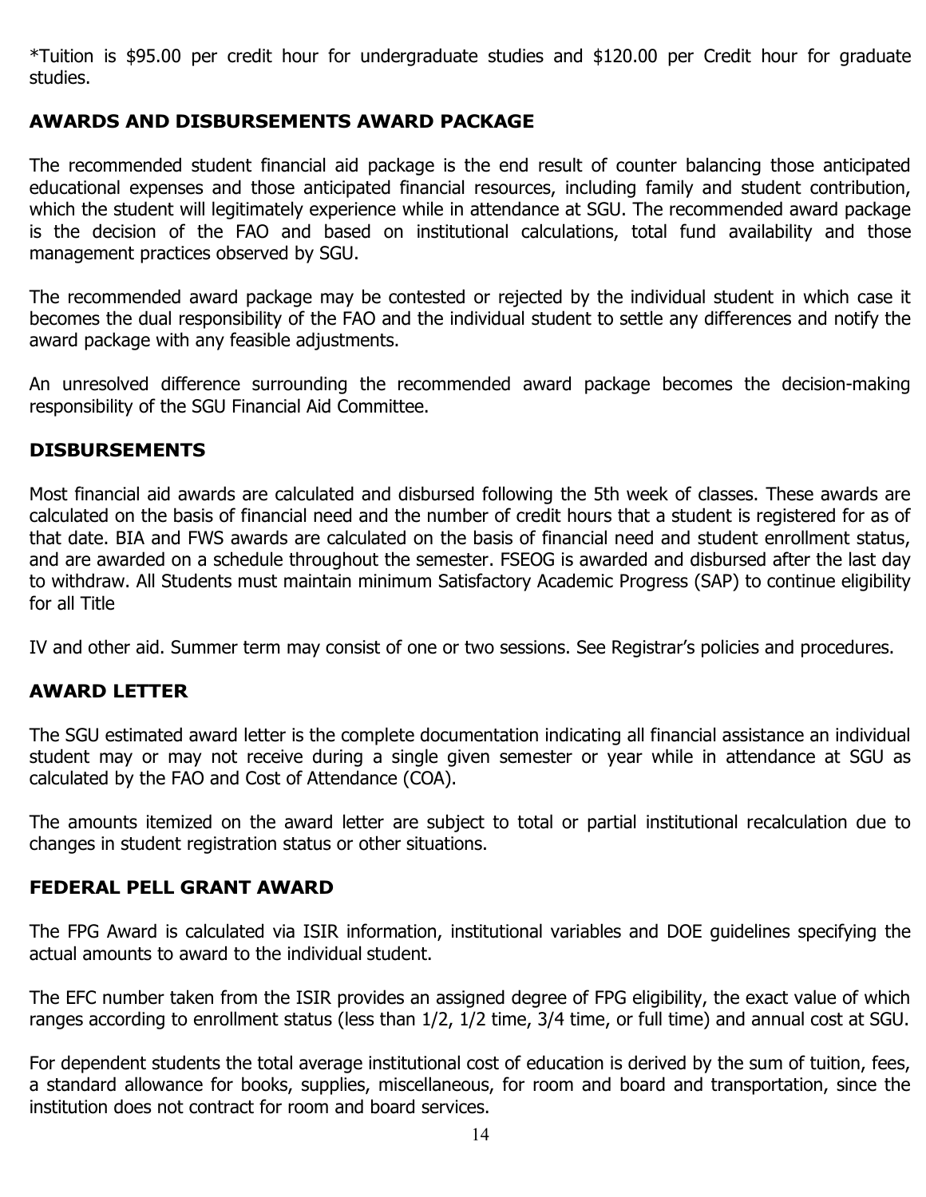*Tuition is $95.00 per credit hour for undergraduate studies and $120.00 per Credit hour for graduate studies.

## AWARDS AND DISBURSEMENTS AWARD PACKAGE

The recommended student financial aid package is the end result of counter balancing those anticipated educational expenses and those anticipated financial resources, including family and student contribution, which the student will legitimately experience while in attendance at SGU. The recommended award package is the decision of the FAO and based on institutional calculations, total fund availability and those management practices observed by SGU.

The recommended award package may be contested or rejected by the individual student in which case it becomes the dual responsibility of the FAO and the individual student to settle any differences and notify the award package with any feasible adjustments.

An unresolved difference surrounding the recommended award package becomes the decision-making responsibility of the SGU Financial Aid Committee.

## DISBURSEMENTS

Most financial aid awards are calculated and disbursed following the 5th week of classes. These awards are calculated on the basis of financial need and the number of credit hours that a student is registered for as of that date. BIA and FWS awards are calculated on the basis of financial need and student enrollment status, and are awarded on a schedule throughout the semester. FSEOG is awarded and disbursed after the last day to withdraw. All Students must maintain minimum Satisfactory Academic Progress (SAP) to continue eligibility for all Title

IV and other aid. Summer term may consist of one or two sessions. See Registrar's policies and procedures.

## AWARD LETTER

The SGU estimated award letter is the complete documentation indicating all financial assistance an individual student may or may not receive during a single given semester or year while in attendance at SGU as calculated by the FAO and Cost of Attendance (COA).

The amounts itemized on the award letter are subject to total or partial institutional recalculation due to changes in student registration status or other situations.

## FEDERAL PELL GRANT AWARD

The FPG Award is calculated via ISIR information, institutional variables and DOE guidelines specifying the actual amounts to award to the individual student.

The EFC number taken from the ISIR provides an assigned degree of FPG eligibility, the exact value of which ranges according to enrollment status (less than 1/2, 1/2 time, 3/4 time, or full time) and annual cost at SGU.

For dependent students the total average institutional cost of education is derived by the sum of tuition, fees, a standard allowance for books, supplies, miscellaneous, for room and board and transportation, since the institution does not contract for room and board services.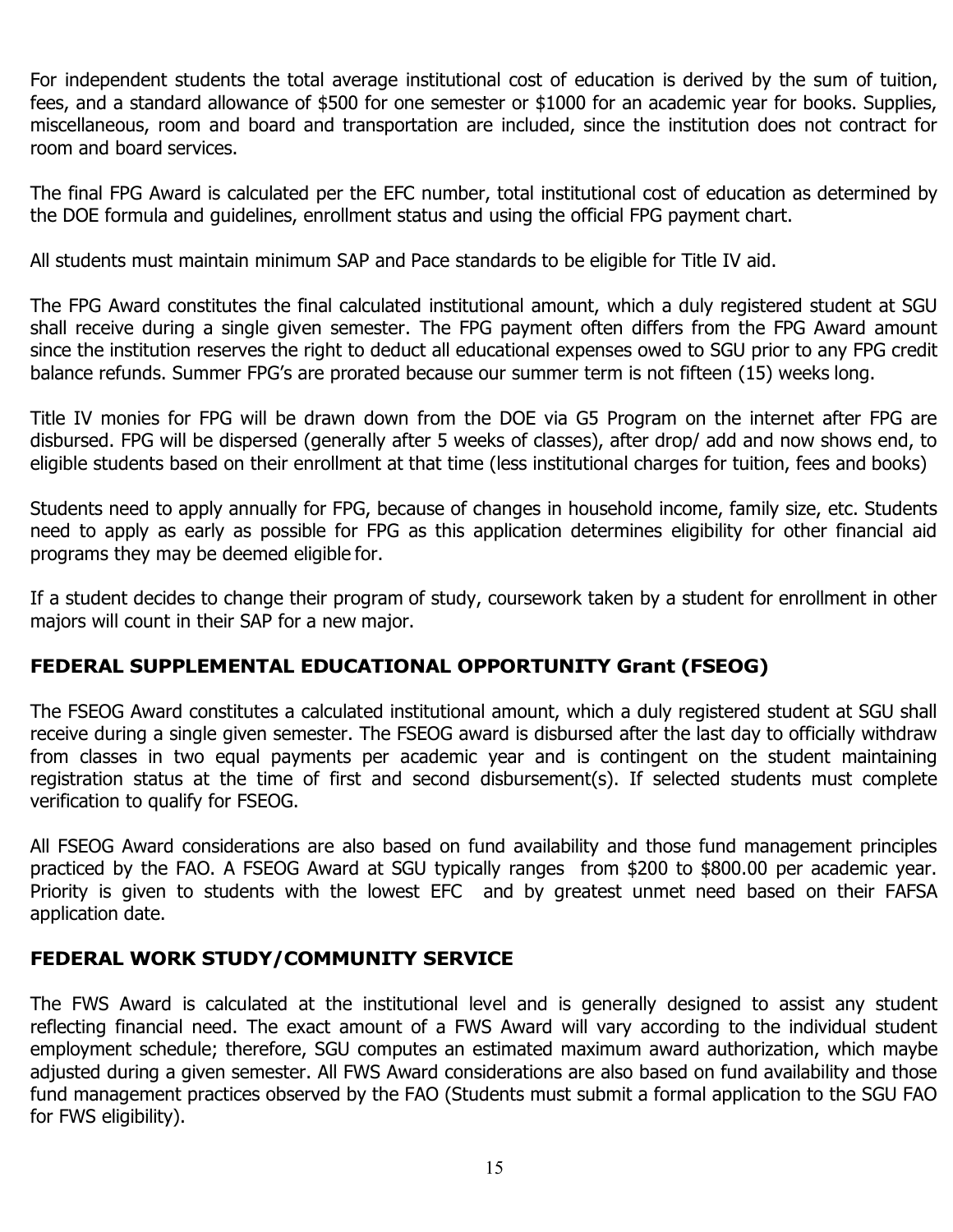For independent students the total average institutional cost of education is derived by the sum of tuition, fees, and a standard allowance of $500 for one semester or $1000 for an academic year for books. Supplies, miscellaneous, room and board and transportation are included, since the institution does not contract for room and board services.

The final FPG Award is calculated per the EFC number, total institutional cost of education as determined by the DOE formula and guidelines, enrollment status and using the official FPG payment chart.

All students must maintain minimum SAP and Pace standards to be eligible for Title IV aid.

The FPG Award constitutes the final calculated institutional amount, which a duly registered student at SGU shall receive during a single given semester. The FPG payment often differs from the FPG Award amount since the institution reserves the right to deduct all educational expenses owed to SGU prior to any FPG credit balance refunds. Summer FPG's are prorated because our summer term is not fifteen (15) weeks long.

Title IV monies for FPG will be drawn down from the DOE via G5 Program on the internet after FPG are disbursed. FPG will be dispersed (generally after 5 weeks of classes), after drop/ add and now shows end, to eligible students based on their enrollment at that time (less institutional charges for tuition, fees and books)

Students need to apply annually for FPG, because of changes in household income, family size, etc. Students need to apply as early as possible for FPG as this application determines eligibility for other financial aid programs they may be deemed eligible for.

If a student decides to change their program of study, coursework taken by a student for enrollment in other majors will count in their SAP for a new major.

## FEDERAL SUPPLEMENTAL EDUCATIONAL OPPORTUNITY Grant (FSEOG)

The FSEOG Award constitutes a calculated institutional amount, which a duly registered student at SGU shall receive during a single given semester. The FSEOG award is disbursed after the last day to officially withdraw from classes in two equal payments per academic year and is contingent on the student maintaining registration status at the time of first and second disbursement(s). If selected students must complete verification to qualify for FSEOG.

All FSEOG Award considerations are also based on fund availability and those fund management principles practiced by the FAO. A FSEOG Award at SGU typically ranges from $200 to $800.00 per academic year. Priority is given to students with the lowest EFC and by greatest unmet need based on their FAFSA application date.

## FEDERAL WORK STUDY/COMMUNITY SERVICE

The FWS Award is calculated at the institutional level and is generally designed to assist any student reflecting financial need. The exact amount of a FWS Award will vary according to the individual student employment schedule; therefore, SGU computes an estimated maximum award authorization, which maybe adjusted during a given semester. All FWS Award considerations are also based on fund availability and those fund management practices observed by the FAO (Students must submit a formal application to the SGU FAO for FWS eligibility).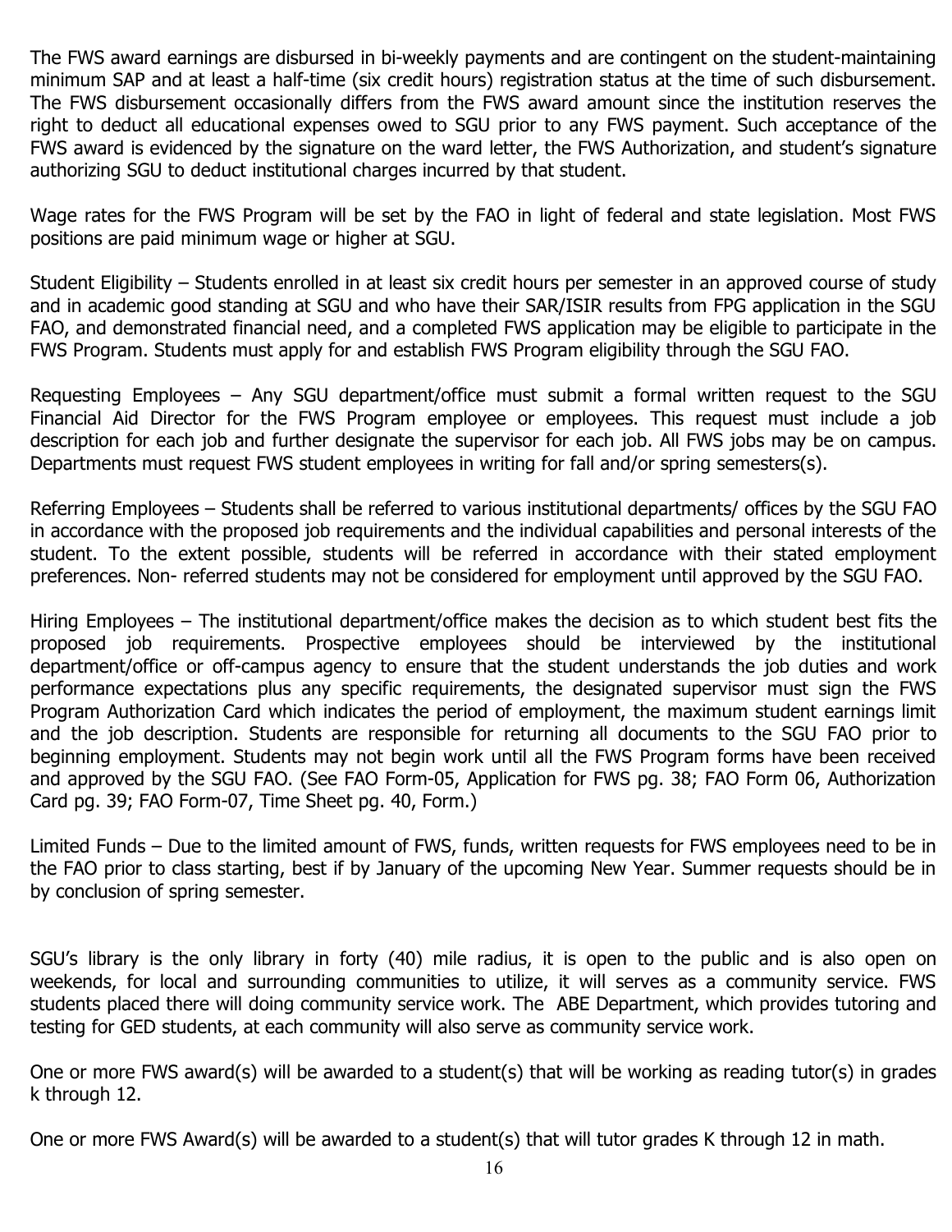The FWS award earnings are disbursed in bi-weekly payments and are contingent on the student-maintaining minimum SAP and at least a half-time (six credit hours) registration status at the time of such disbursement. The FWS disbursement occasionally differs from the FWS award amount since the institution reserves the right to deduct all educational expenses owed to SGU prior to any FWS payment. Such acceptance of the FWS award is evidenced by the signature on the ward letter, the FWS Authorization, and student's signature authorizing SGU to deduct institutional charges incurred by that student.

Wage rates for the FWS Program will be set by the FAO in light of federal and state legislation. Most FWS positions are paid minimum wage or higher at SGU.

Student Eligibility – Students enrolled in at least six credit hours per semester in an approved course of study and in academic good standing at SGU and who have their SAR/ISIR results from FPG application in the SGU FAO, and demonstrated financial need, and a completed FWS application may be eligible to participate in the FWS Program. Students must apply for and establish FWS Program eligibility through the SGU FAO.

Requesting Employees – Any SGU department/office must submit a formal written request to the SGU Financial Aid Director for the FWS Program employee or employees. This request must include a job description for each job and further designate the supervisor for each job. All FWS jobs may be on campus. Departments must request FWS student employees in writing for fall and/or spring semesters(s).

Referring Employees – Students shall be referred to various institutional departments/ offices by the SGU FAO in accordance with the proposed job requirements and the individual capabilities and personal interests of the student. To the extent possible, students will be referred in accordance with their stated employment preferences. Non- referred students may not be considered for employment until approved by the SGU FAO.

Hiring Employees – The institutional department/office makes the decision as to which student best fits the proposed job requirements. Prospective employees should be interviewed by the institutional department/office or off-campus agency to ensure that the student understands the job duties and work performance expectations plus any specific requirements, the designated supervisor must sign the FWS Program Authorization Card which indicates the period of employment, the maximum student earnings limit and the job description. Students are responsible for returning all documents to the SGU FAO prior to beginning employment. Students may not begin work until all the FWS Program forms have been received and approved by the SGU FAO. (See FAO Form-05, Application for FWS pg. 38; FAO Form 06, Authorization Card pg. 39; FAO Form-07, Time Sheet pg. 40, Form.)

Limited Funds – Due to the limited amount of FWS, funds, written requests for FWS employees need to be in the FAO prior to class starting, best if by January of the upcoming New Year. Summer requests should be in by conclusion of spring semester.

SGU's library is the only library in forty (40) mile radius, it is open to the public and is also open on weekends, for local and surrounding communities to utilize, it will serves as a community service. FWS students placed there will doing community service work. The ABE Department, which provides tutoring and testing for GED students, at each community will also serve as community service work.

One or more FWS award(s) will be awarded to a student(s) that will be working as reading tutor(s) in grades k through 12.

One or more FWS Award(s) will be awarded to a student(s) that will tutor grades K through 12 in math.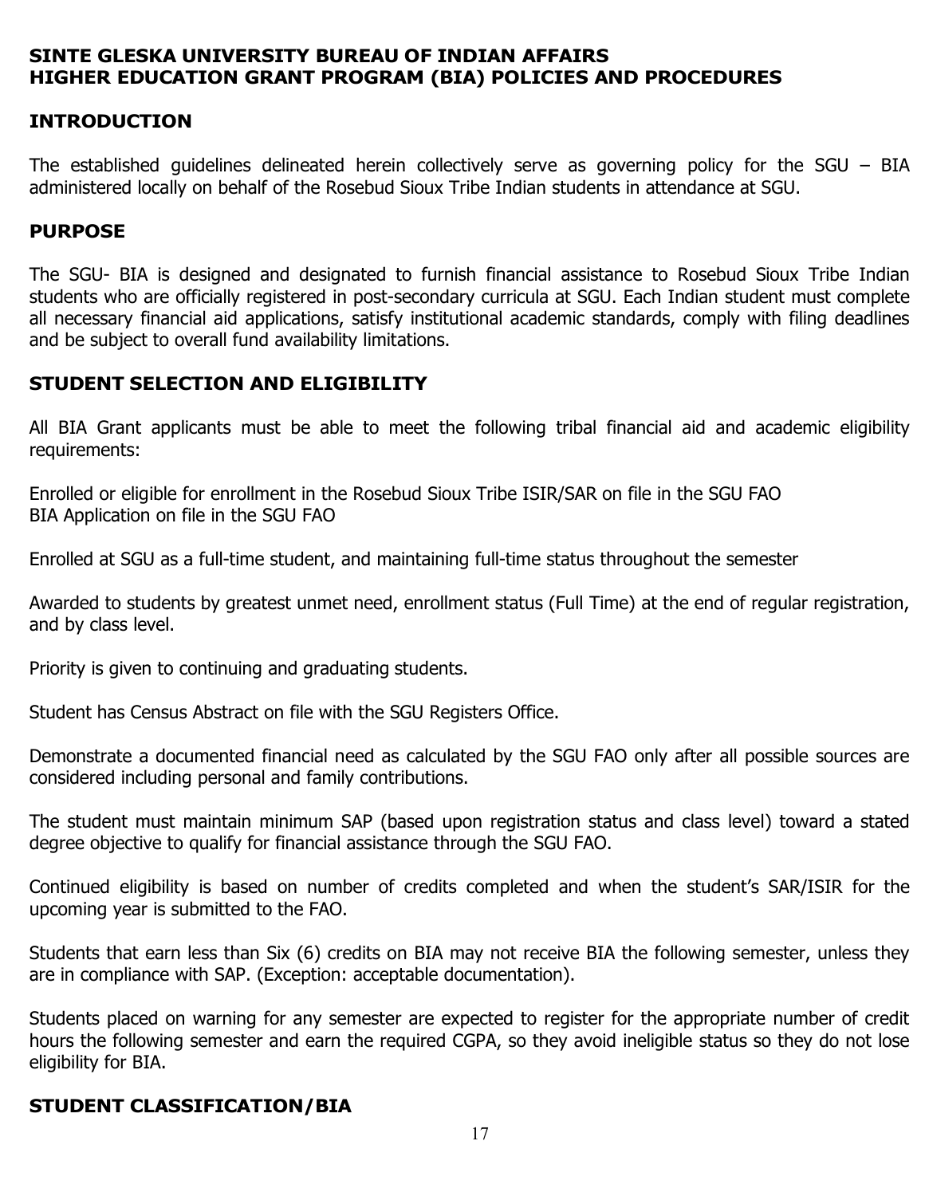## SINTE GLESKA UNIVERSITY BUREAU OF INDIAN AFFAIRS HIGHER EDUCATION GRANT PROGRAM (BIA) POLICIES AND PROCEDURES

### INTRODUCTION

The established guidelines delineated herein collectively serve as governing policy for the SGU – BIA administered locally on behalf of the Rosebud Sioux Tribe Indian students in attendance at SGU.

### PURPOSE

The SGU- BIA is designed and designated to furnish financial assistance to Rosebud Sioux Tribe Indian students who are officially registered in post-secondary curricula at SGU. Each Indian student must complete all necessary financial aid applications, satisfy institutional academic standards, comply with filing deadlines and be subject to overall fund availability limitations.

### STUDENT SELECTION AND ELIGIBILITY

All BIA Grant applicants must be able to meet the following tribal financial aid and academic eligibility requirements:

Enrolled or eligible for enrollment in the Rosebud Sioux Tribe ISIR/SAR on file in the SGU FAO
BIA Application on file in the SGU FAO

Enrolled at SGU as a full-time student, and maintaining full-time status throughout the semester

Awarded to students by greatest unmet need, enrollment status (Full Time) at the end of regular registration, and by class level.

Priority is given to continuing and graduating students.

Student has Census Abstract on file with the SGU Registers Office.

Demonstrate a documented financial need as calculated by the SGU FAO only after all possible sources are considered including personal and family contributions.

The student must maintain minimum SAP (based upon registration status and class level) toward a stated degree objective to qualify for financial assistance through the SGU FAO.

Continued eligibility is based on number of credits completed and when the student's SAR/ISIR for the upcoming year is submitted to the FAO.

Students that earn less than Six (6) credits on BIA may not receive BIA the following semester, unless they are in compliance with SAP. (Exception: acceptable documentation).

Students placed on warning for any semester are expected to register for the appropriate number of credit hours the following semester and earn the required CGPA, so they avoid ineligible status so they do not lose eligibility for BIA.

### STUDENT CLASSIFICATION/BIA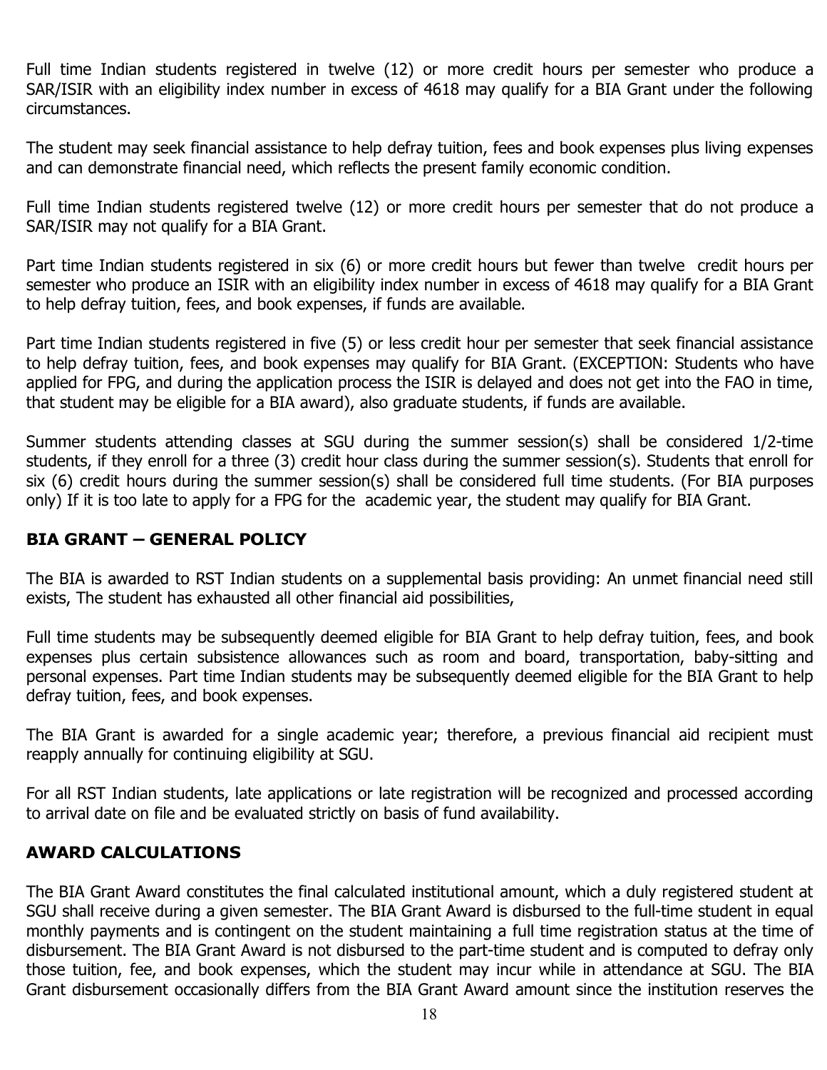Full time Indian students registered in twelve (12) or more credit hours per semester who produce a SAR/ISIR with an eligibility index number in excess of 4618 may qualify for a BIA Grant under the following circumstances.

The student may seek financial assistance to help defray tuition, fees and book expenses plus living expenses and can demonstrate financial need, which reflects the present family economic condition.

Full time Indian students registered twelve (12) or more credit hours per semester that do not produce a SAR/ISIR may not qualify for a BIA Grant.

Part time Indian students registered in six (6) or more credit hours but fewer than twelve credit hours per semester who produce an ISIR with an eligibility index number in excess of 4618 may qualify for a BIA Grant to help defray tuition, fees, and book expenses, if funds are available.

Part time Indian students registered in five (5) or less credit hour per semester that seek financial assistance to help defray tuition, fees, and book expenses may qualify for BIA Grant. (EXCEPTION: Students who have applied for FPG, and during the application process the ISIR is delayed and does not get into the FAO in time, that student may be eligible for a BIA award), also graduate students, if funds are available.

Summer students attending classes at SGU during the summer session(s) shall be considered 1/2-time students, if they enroll for a three (3) credit hour class during the summer session(s). Students that enroll for six (6) credit hours during the summer session(s) shall be considered full time students. (For BIA purposes only) If it is too late to apply for a FPG for the academic year, the student may qualify for BIA Grant.

## BIA GRANT – GENERAL POLICY

The BIA is awarded to RST Indian students on a supplemental basis providing: An unmet financial need still exists, The student has exhausted all other financial aid possibilities,

Full time students may be subsequently deemed eligible for BIA Grant to help defray tuition, fees, and book expenses plus certain subsistence allowances such as room and board, transportation, baby-sitting and personal expenses. Part time Indian students may be subsequently deemed eligible for the BIA Grant to help defray tuition, fees, and book expenses.

The BIA Grant is awarded for a single academic year; therefore, a previous financial aid recipient must reapply annually for continuing eligibility at SGU.

For all RST Indian students, late applications or late registration will be recognized and processed according to arrival date on file and be evaluated strictly on basis of fund availability.

## AWARD CALCULATIONS

The BIA Grant Award constitutes the final calculated institutional amount, which a duly registered student at SGU shall receive during a given semester. The BIA Grant Award is disbursed to the full-time student in equal monthly payments and is contingent on the student maintaining a full time registration status at the time of disbursement. The BIA Grant Award is not disbursed to the part-time student and is computed to defray only those tuition, fee, and book expenses, which the student may incur while in attendance at SGU. The BIA Grant disbursement occasionally differs from the BIA Grant Award amount since the institution reserves the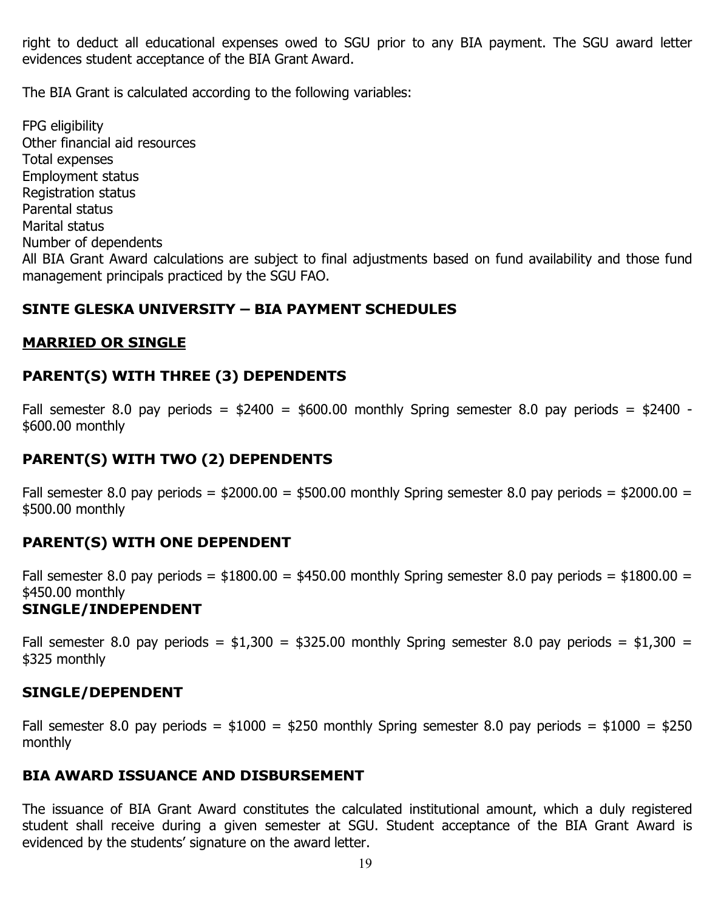right to deduct all educational expenses owed to SGU prior to any BIA payment. The SGU award letter evidences student acceptance of the BIA Grant Award.

The BIA Grant is calculated according to the following variables:

FPG eligibility
Other financial aid resources
Total expenses
Employment status
Registration status
Parental status
Marital status
Number of dependents
All BIA Grant Award calculations are subject to final adjustments based on fund availability and those fund management principals practiced by the SGU FAO.

## SINTE GLESKA UNIVERSITY – BIA PAYMENT SCHEDULES

### MARRIED OR SINGLE

### PARENT(S) WITH THREE (3) DEPENDENTS

Fall semester 8.0 pay periods = $2400 = $600.00 monthly Spring semester 8.0 pay periods = $2400 - $600.00 monthly

### PARENT(S) WITH TWO (2) DEPENDENTS

Fall semester 8.0 pay periods = $2000.00 = $500.00 monthly Spring semester 8.0 pay periods = $2000.00 = $500.00 monthly

### PARENT(S) WITH ONE DEPENDENT

Fall semester 8.0 pay periods = $1800.00 = $450.00 monthly Spring semester 8.0 pay periods = $1800.00 = $450.00 monthly

### SINGLE/INDEPENDENT

Fall semester 8.0 pay periods = $1,300 = $325.00 monthly Spring semester 8.0 pay periods = $1,300 = $325 monthly

### SINGLE/DEPENDENT

Fall semester 8.0 pay periods = $1000 = $250 monthly Spring semester 8.0 pay periods = $1000 = $250 monthly

## BIA AWARD ISSUANCE AND DISBURSEMENT

The issuance of BIA Grant Award constitutes the calculated institutional amount, which a duly registered student shall receive during a given semester at SGU. Student acceptance of the BIA Grant Award is evidenced by the students' signature on the award letter.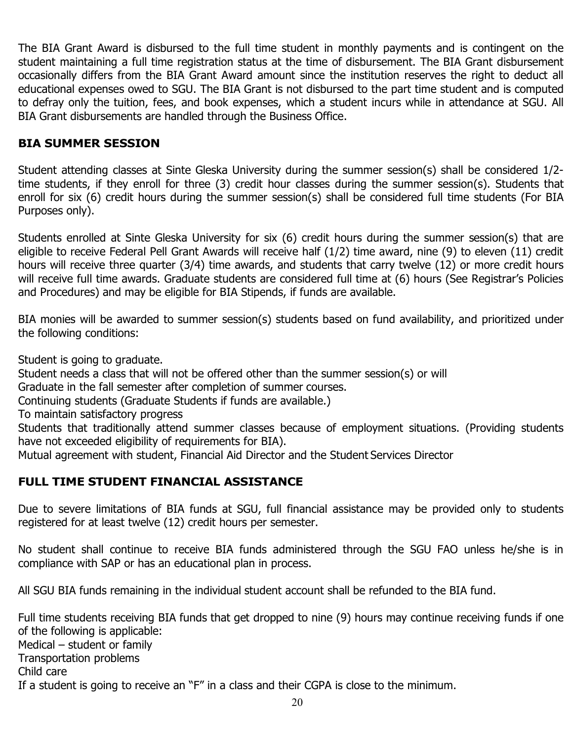The BIA Grant Award is disbursed to the full time student in monthly payments and is contingent on the student maintaining a full time registration status at the time of disbursement. The BIA Grant disbursement occasionally differs from the BIA Grant Award amount since the institution reserves the right to deduct all educational expenses owed to SGU. The BIA Grant is not disbursed to the part time student and is computed to defray only the tuition, fees, and book expenses, which a student incurs while in attendance at SGU. All BIA Grant disbursements are handled through the Business Office.

## BIA SUMMER SESSION

Student attending classes at Sinte Gleska University during the summer session(s) shall be considered 1/2-time students, if they enroll for three (3) credit hour classes during the summer session(s). Students that enroll for six (6) credit hours during the summer session(s) shall be considered full time students (For BIA Purposes only).

Students enrolled at Sinte Gleska University for six (6) credit hours during the summer session(s) that are eligible to receive Federal Pell Grant Awards will receive half (1/2) time award, nine (9) to eleven (11) credit hours will receive three quarter (3/4) time awards, and students that carry twelve (12) or more credit hours will receive full time awards. Graduate students are considered full time at (6) hours (See Registrar's Policies and Procedures) and may be eligible for BIA Stipends, if funds are available.

BIA monies will be awarded to summer session(s) students based on fund availability, and prioritized under the following conditions:

Student is going to graduate.
Student needs a class that will not be offered other than the summer session(s) or will
Graduate in the fall semester after completion of summer courses.
Continuing students (Graduate Students if funds are available.)
To maintain satisfactory progress
Students that traditionally attend summer classes because of employment situations. (Providing students have not exceeded eligibility of requirements for BIA).
Mutual agreement with student, Financial Aid Director and the Student Services Director

## FULL TIME STUDENT FINANCIAL ASSISTANCE

Due to severe limitations of BIA funds at SGU, full financial assistance may be provided only to students registered for at least twelve (12) credit hours per semester.

No student shall continue to receive BIA funds administered through the SGU FAO unless he/she is in compliance with SAP or has an educational plan in process.

All SGU BIA funds remaining in the individual student account shall be refunded to the BIA fund.

Full time students receiving BIA funds that get dropped to nine (9) hours may continue receiving funds if one of the following is applicable:
Medical – student or family
Transportation problems
Child care
If a student is going to receive an "F" in a class and their CGPA is close to the minimum.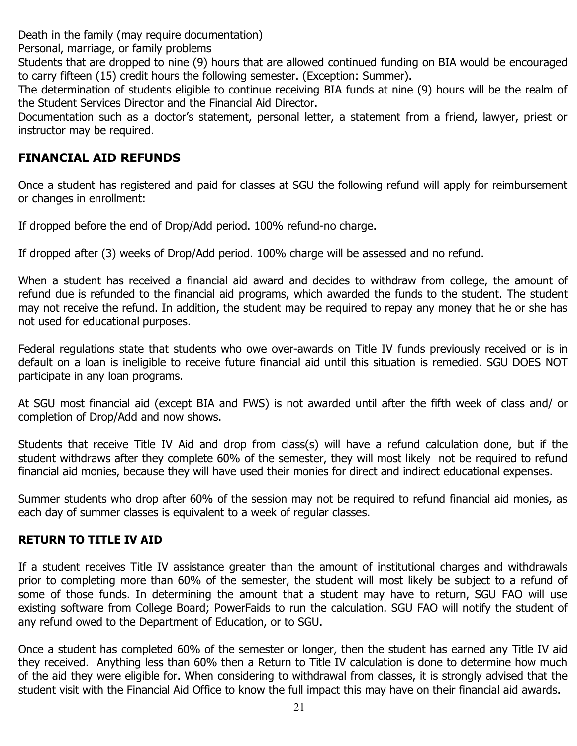Death in the family (may require documentation)

Personal, marriage, or family problems

Students that are dropped to nine (9) hours that are allowed continued funding on BIA would be encouraged to carry fifteen (15) credit hours the following semester. (Exception: Summer).

The determination of students eligible to continue receiving BIA funds at nine (9) hours will be the realm of the Student Services Director and the Financial Aid Director.

Documentation such as a doctor's statement, personal letter, a statement from a friend, lawyer, priest or instructor may be required.

## FINANCIAL AID REFUNDS

Once a student has registered and paid for classes at SGU the following refund will apply for reimbursement or changes in enrollment:

If dropped before the end of Drop/Add period. 100% refund-no charge.

If dropped after (3) weeks of Drop/Add period. 100% charge will be assessed and no refund.

When a student has received a financial aid award and decides to withdraw from college, the amount of refund due is refunded to the financial aid programs, which awarded the funds to the student. The student may not receive the refund. In addition, the student may be required to repay any money that he or she has not used for educational purposes.

Federal regulations state that students who owe over-awards on Title IV funds previously received or is in default on a loan is ineligible to receive future financial aid until this situation is remedied. SGU DOES NOT participate in any loan programs.

At SGU most financial aid (except BIA and FWS) is not awarded until after the fifth week of class and/ or completion of Drop/Add and now shows.

Students that receive Title IV Aid and drop from class(s) will have a refund calculation done, but if the student withdraws after they complete 60% of the semester, they will most likely not be required to refund financial aid monies, because they will have used their monies for direct and indirect educational expenses.

Summer students who drop after 60% of the session may not be required to refund financial aid monies, as each day of summer classes is equivalent to a week of regular classes.

## RETURN TO TITLE IV AID

If a student receives Title IV assistance greater than the amount of institutional charges and withdrawals prior to completing more than 60% of the semester, the student will most likely be subject to a refund of some of those funds. In determining the amount that a student may have to return, SGU FAO will use existing software from College Board; PowerFaids to run the calculation. SGU FAO will notify the student of any refund owed to the Department of Education, or to SGU.

Once a student has completed 60% of the semester or longer, then the student has earned any Title IV aid they received. Anything less than 60% then a Return to Title IV calculation is done to determine how much of the aid they were eligible for. When considering to withdrawal from classes, it is strongly advised that the student visit with the Financial Aid Office to know the full impact this may have on their financial aid awards.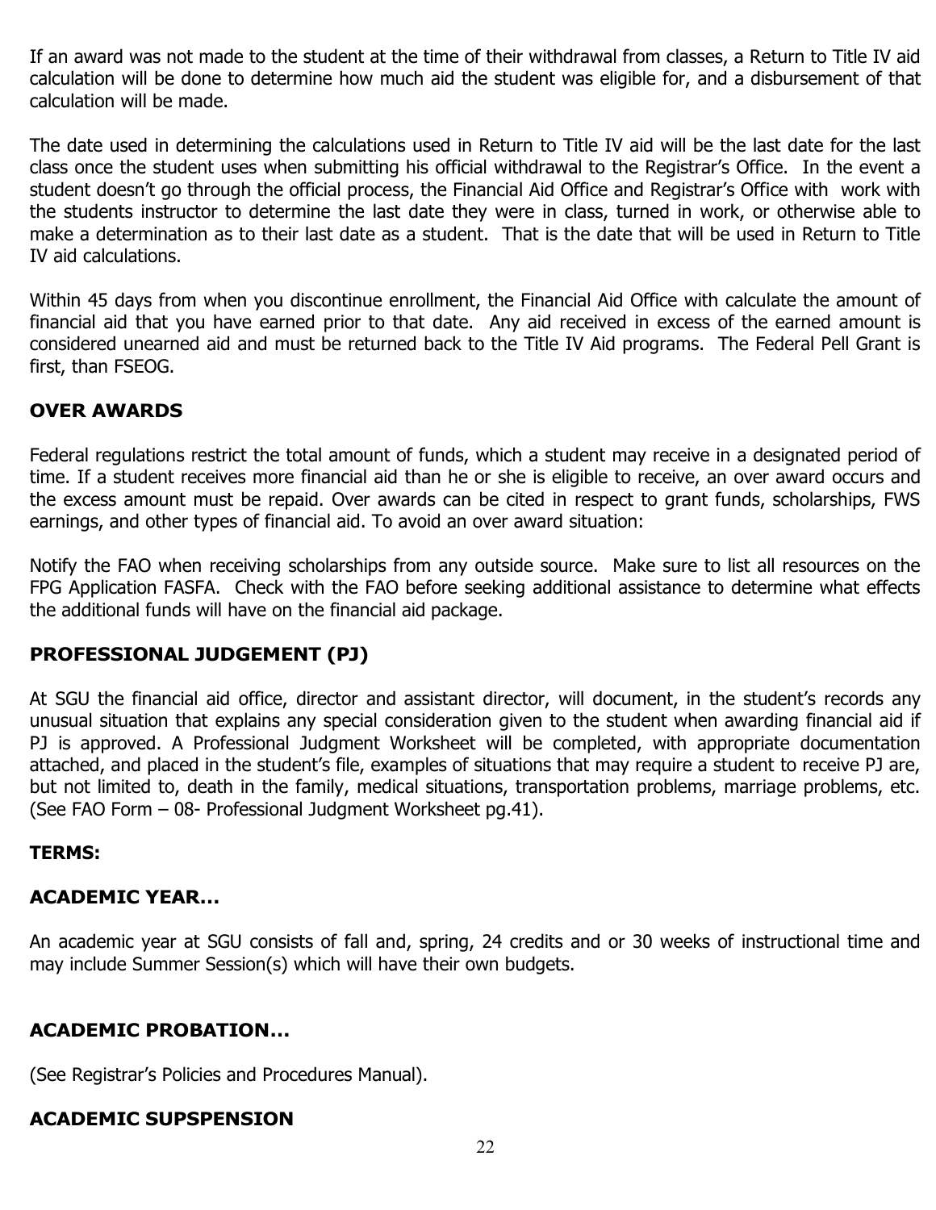If an award was not made to the student at the time of their withdrawal from classes, a Return to Title IV aid calculation will be done to determine how much aid the student was eligible for, and a disbursement of that calculation will be made.

The date used in determining the calculations used in Return to Title IV aid will be the last date for the last class once the student uses when submitting his official withdrawal to the Registrar's Office. In the event a student doesn't go through the official process, the Financial Aid Office and Registrar's Office with work with the students instructor to determine the last date they were in class, turned in work, or otherwise able to make a determination as to their last date as a student. That is the date that will be used in Return to Title IV aid calculations.

Within 45 days from when you discontinue enrollment, the Financial Aid Office with calculate the amount of financial aid that you have earned prior to that date. Any aid received in excess of the earned amount is considered unearned aid and must be returned back to the Title IV Aid programs. The Federal Pell Grant is first, than FSEOG.

## OVER AWARDS

Federal regulations restrict the total amount of funds, which a student may receive in a designated period of time. If a student receives more financial aid than he or she is eligible to receive, an over award occurs and the excess amount must be repaid. Over awards can be cited in respect to grant funds, scholarships, FWS earnings, and other types of financial aid. To avoid an over award situation:

Notify the FAO when receiving scholarships from any outside source. Make sure to list all resources on the FPG Application FASFA. Check with the FAO before seeking additional assistance to determine what effects the additional funds will have on the financial aid package.

## PROFESSIONAL JUDGEMENT (PJ)

At SGU the financial aid office, director and assistant director, will document, in the student's records any unusual situation that explains any special consideration given to the student when awarding financial aid if PJ is approved. A Professional Judgment Worksheet will be completed, with appropriate documentation attached, and placed in the student's file, examples of situations that may require a student to receive PJ are, but not limited to, death in the family, medical situations, transportation problems, marriage problems, etc. (See FAO Form – 08- Professional Judgment Worksheet pg.41).

## TERMS:

## ACADEMIC YEAR…

An academic year at SGU consists of fall and, spring, 24 credits and or 30 weeks of instructional time and may include Summer Session(s) which will have their own budgets.

## ACADEMIC PROBATION…

(See Registrar's Policies and Procedures Manual).

## ACADEMIC SUPSPENSION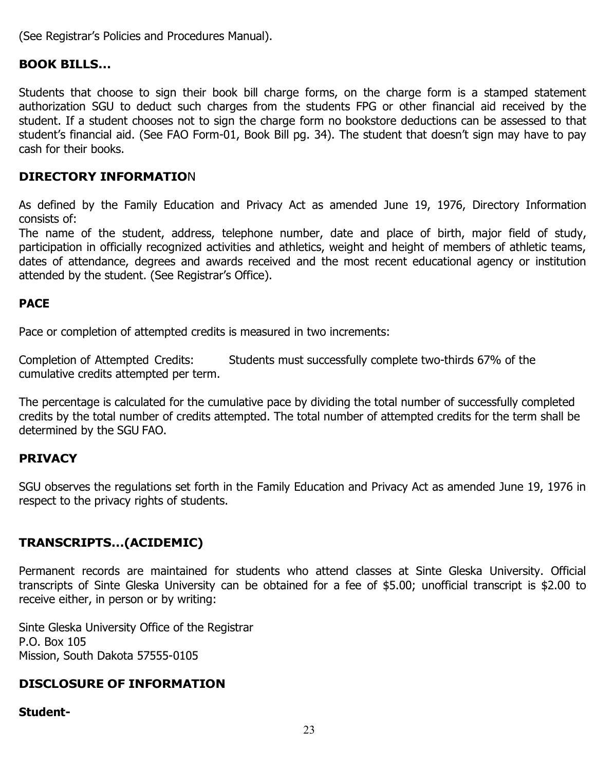(See Registrar's Policies and Procedures Manual).

## BOOK BILLS…

Students that choose to sign their book bill charge forms, on the charge form is a stamped statement authorization SGU to deduct such charges from the students FPG or other financial aid received by the student. If a student chooses not to sign the charge form no bookstore deductions can be assessed to that student's financial aid. (See FAO Form-01, Book Bill pg. 34). The student that doesn't sign may have to pay cash for their books.

## DIRECTORY INFORMATION

As defined by the Family Education and Privacy Act as amended June 19, 1976, Directory Information consists of:
The name of the student, address, telephone number, date and place of birth, major field of study, participation in officially recognized activities and athletics, weight and height of members of athletic teams, dates of attendance, degrees and awards received and the most recent educational agency or institution attended by the student. (See Registrar's Office).

## PACE

Pace or completion of attempted credits is measured in two increments:

Completion of Attempted Credits: Students must successfully complete two-thirds 67% of the cumulative credits attempted per term.

The percentage is calculated for the cumulative pace by dividing the total number of successfully completed credits by the total number of credits attempted. The total number of attempted credits for the term shall be determined by the SGU FAO.

## PRIVACY

SGU observes the regulations set forth in the Family Education and Privacy Act as amended June 19, 1976 in respect to the privacy rights of students.

## TRANSCRIPTS…(ACIDEMIC)

Permanent records are maintained for students who attend classes at Sinte Gleska University. Official transcripts of Sinte Gleska University can be obtained for a fee of $5.00; unofficial transcript is $2.00 to receive either, in person or by writing:

Sinte Gleska University Office of the Registrar
P.O. Box 105
Mission, South Dakota 57555-0105

## DISCLOSURE OF INFORMATION

**Student-**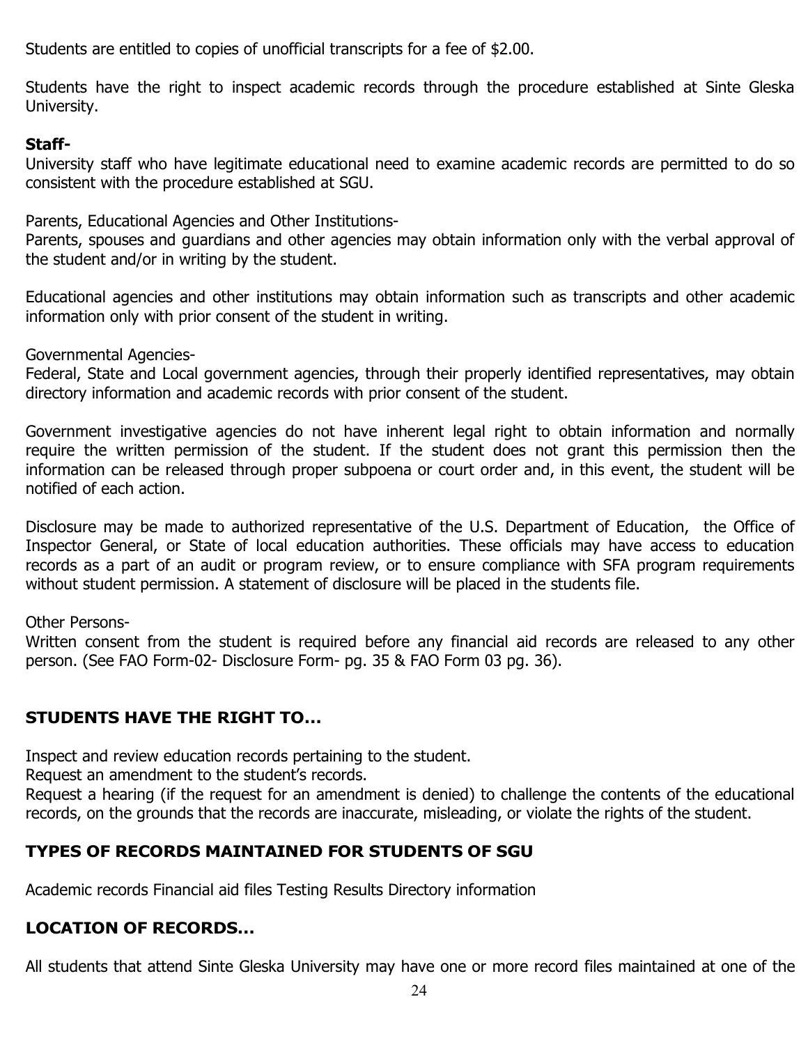Students are entitled to copies of unofficial transcripts for a fee of $2.00.

Students have the right to inspect academic records through the procedure established at Sinte Gleska University.

**Staff-**

University staff who have legitimate educational need to examine academic records are permitted to do so consistent with the procedure established at SGU.

Parents, Educational Agencies and Other Institutions-

Parents, spouses and guardians and other agencies may obtain information only with the verbal approval of the student and/or in writing by the student.

Educational agencies and other institutions may obtain information such as transcripts and other academic information only with prior consent of the student in writing.

Governmental Agencies-

Federal, State and Local government agencies, through their properly identified representatives, may obtain directory information and academic records with prior consent of the student.

Government investigative agencies do not have inherent legal right to obtain information and normally require the written permission of the student. If the student does not grant this permission then the information can be released through proper subpoena or court order and, in this event, the student will be notified of each action.

Disclosure may be made to authorized representative of the U.S. Department of Education, the Office of Inspector General, or State of local education authorities. These officials may have access to education records as a part of an audit or program review, or to ensure compliance with SFA program requirements without student permission. A statement of disclosure will be placed in the students file.

Other Persons-

Written consent from the student is required before any financial aid records are released to any other person. (See FAO Form-02- Disclosure Form- pg. 35 & FAO Form 03 pg. 36).

## STUDENTS HAVE THE RIGHT TO…

Inspect and review education records pertaining to the student.

Request an amendment to the student's records.

Request a hearing (if the request for an amendment is denied) to challenge the contents of the educational records, on the grounds that the records are inaccurate, misleading, or violate the rights of the student.

## TYPES OF RECORDS MAINTAINED FOR STUDENTS OF SGU

Academic records Financial aid files Testing Results Directory information

## LOCATION OF RECORDS…

All students that attend Sinte Gleska University may have one or more record files maintained at one of the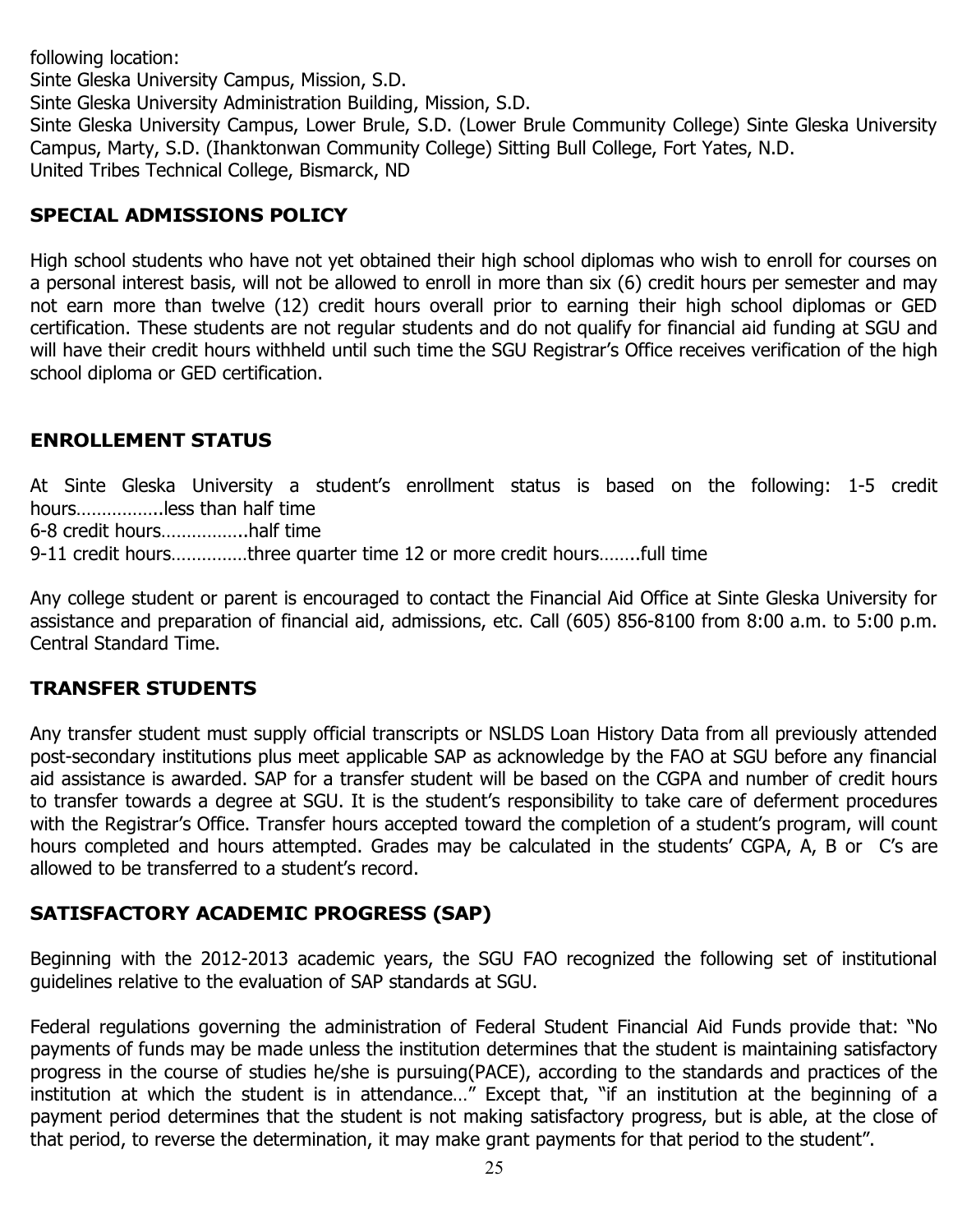following location:
Sinte Gleska University Campus, Mission, S.D.
Sinte Gleska University Administration Building, Mission, S.D.
Sinte Gleska University Campus, Lower Brule, S.D. (Lower Brule Community College) Sinte Gleska University Campus, Marty, S.D. (Ihanktonwan Community College) Sitting Bull College, Fort Yates, N.D.
United Tribes Technical College, Bismarck, ND

## SPECIAL ADMISSIONS POLICY

High school students who have not yet obtained their high school diplomas who wish to enroll for courses on a personal interest basis, will not be allowed to enroll in more than six (6) credit hours per semester and may not earn more than twelve (12) credit hours overall prior to earning their high school diplomas or GED certification. These students are not regular students and do not qualify for financial aid funding at SGU and will have their credit hours withheld until such time the SGU Registrar's Office receives verification of the high school diploma or GED certification.

## ENROLLEMENT STATUS

At Sinte Gleska University a student's enrollment status is based on the following: 1-5 credit hours……………..less than half time
6-8 credit hours……………..half time
9-11 credit hours……………three quarter time 12 or more credit hours……..full time

Any college student or parent is encouraged to contact the Financial Aid Office at Sinte Gleska University for assistance and preparation of financial aid, admissions, etc. Call (605) 856-8100 from 8:00 a.m. to 5:00 p.m. Central Standard Time.

## TRANSFER STUDENTS

Any transfer student must supply official transcripts or NSLDS Loan History Data from all previously attended post-secondary institutions plus meet applicable SAP as acknowledge by the FAO at SGU before any financial aid assistance is awarded. SAP for a transfer student will be based on the CGPA and number of credit hours to transfer towards a degree at SGU. It is the student's responsibility to take care of deferment procedures with the Registrar's Office. Transfer hours accepted toward the completion of a student's program, will count hours completed and hours attempted. Grades may be calculated in the students' CGPA, A, B or C's are allowed to be transferred to a student's record.

## SATISFACTORY ACADEMIC PROGRESS (SAP)

Beginning with the 2012-2013 academic years, the SGU FAO recognized the following set of institutional guidelines relative to the evaluation of SAP standards at SGU.

Federal regulations governing the administration of Federal Student Financial Aid Funds provide that: "No payments of funds may be made unless the institution determines that the student is maintaining satisfactory progress in the course of studies he/she is pursuing(PACE), according to the standards and practices of the institution at which the student is in attendance…" Except that, "if an institution at the beginning of a payment period determines that the student is not making satisfactory progress, but is able, at the close of that period, to reverse the determination, it may make grant payments for that period to the student".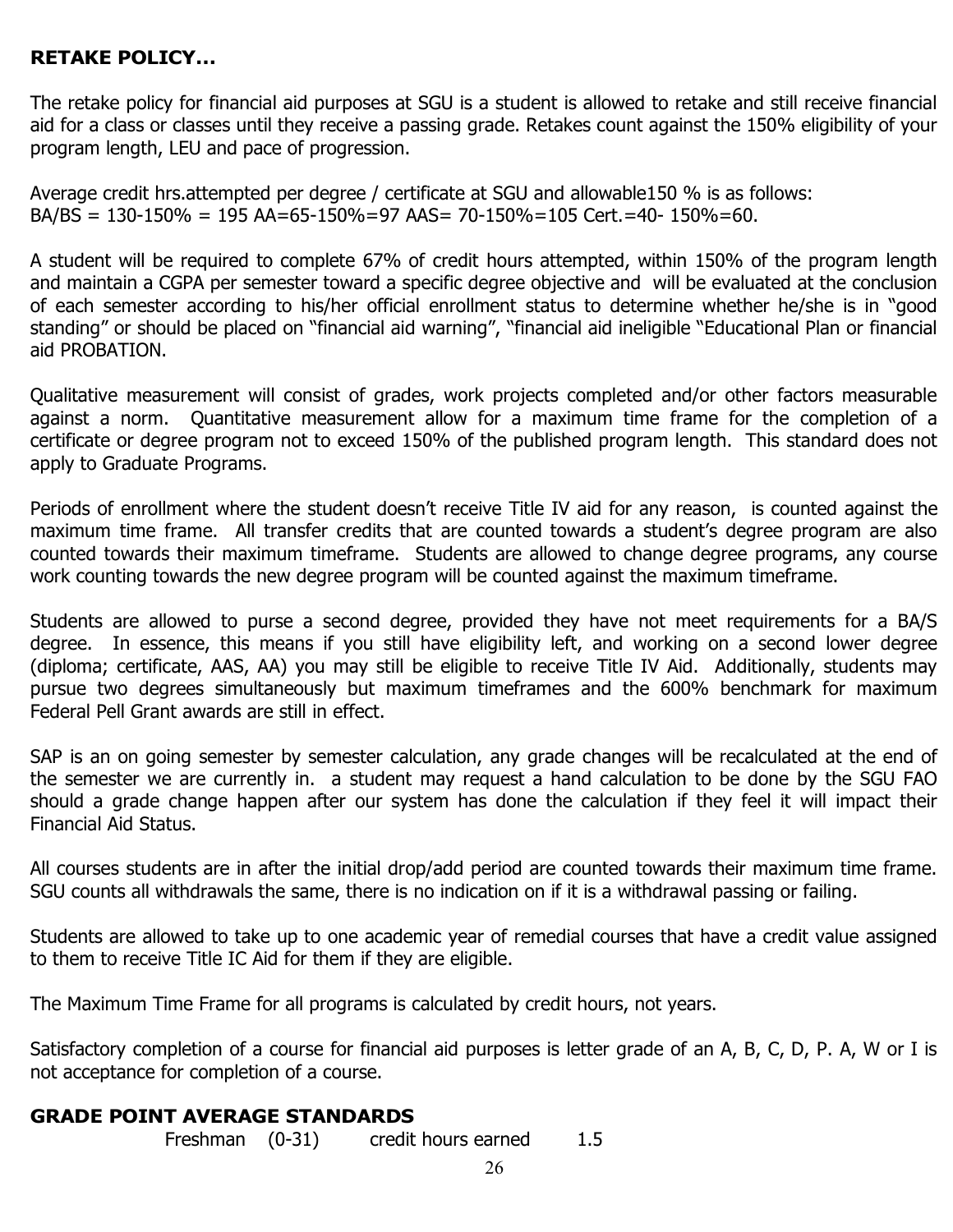**RETAKE POLICY…**

The retake policy for financial aid purposes at SGU is a student is allowed to retake and still receive financial aid for a class or classes until they receive a passing grade. Retakes count against the 150% eligibility of your program length, LEU and pace of progression.

Average credit hrs.attempted per degree / certificate at SGU and allowable150 % is as follows:
BA/BS = 130-150% = 195 AA=65-150%=97 AAS= 70-150%=105 Cert.=40- 150%=60.

A student will be required to complete 67% of credit hours attempted, within 150% of the program length and maintain a CGPA per semester toward a specific degree objective and will be evaluated at the conclusion of each semester according to his/her official enrollment status to determine whether he/she is in "good standing" or should be placed on "financial aid warning", "financial aid ineligible "Educational Plan or financial aid PROBATION.

Qualitative measurement will consist of grades, work projects completed and/or other factors measurable against a norm. Quantitative measurement allow for a maximum time frame for the completion of a certificate or degree program not to exceed 150% of the published program length. This standard does not apply to Graduate Programs.

Periods of enrollment where the student doesn't receive Title IV aid for any reason, is counted against the maximum time frame. All transfer credits that are counted towards a student's degree program are also counted towards their maximum timeframe. Students are allowed to change degree programs, any course work counting towards the new degree program will be counted against the maximum timeframe.

Students are allowed to purse a second degree, provided they have not meet requirements for a BA/S degree. In essence, this means if you still have eligibility left, and working on a second lower degree (diploma; certificate, AAS, AA) you may still be eligible to receive Title IV Aid. Additionally, students may pursue two degrees simultaneously but maximum timeframes and the 600% benchmark for maximum Federal Pell Grant awards are still in effect.

SAP is an on going semester by semester calculation, any grade changes will be recalculated at the end of the semester we are currently in. a student may request a hand calculation to be done by the SGU FAO should a grade change happen after our system has done the calculation if they feel it will impact their Financial Aid Status.

All courses students are in after the initial drop/add period are counted towards their maximum time frame. SGU counts all withdrawals the same, there is no indication on if it is a withdrawal passing or failing.

Students are allowed to take up to one academic year of remedial courses that have a credit value assigned to them to receive Title IC Aid for them if they are eligible.

The Maximum Time Frame for all programs is calculated by credit hours, not years.

Satisfactory completion of a course for financial aid purposes is letter grade of an A, B, C, D, P. A, W or I is not acceptance for completion of a course.

**GRADE POINT AVERAGE STANDARDS**

Freshman (0-31) credit hours earned 1.5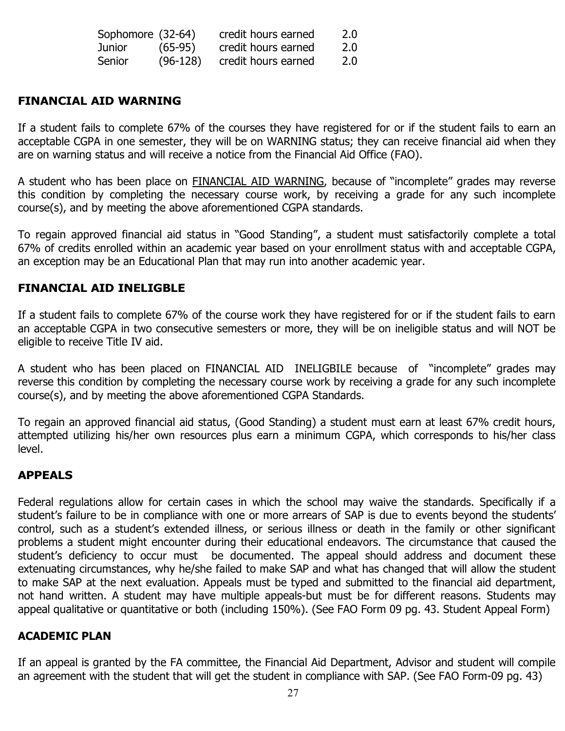| Sophomore | (32-64) | credit hours earned | 2.0 |
|---|---|---|---|
| Junior | (65-95) | credit hours earned | 2.0 |
| Senior | (96-128) | credit hours earned | 2.0 |

## FINANCIAL AID WARNING

If a student fails to complete 67% of the courses they have registered for or if the student fails to earn an acceptable CGPA in one semester, they will be on WARNING status; they can receive financial aid when they are on warning status and will receive a notice from the Financial Aid Office (FAO).

A student who has been place on FINANCIAL AID WARNING, because of "incomplete" grades may reverse this condition by completing the necessary course work, by receiving a grade for any such incomplete course(s), and by meeting the above aforementioned CGPA standards.

To regain approved financial aid status in "Good Standing", a student must satisfactorily complete a total 67% of credits enrolled within an academic year based on your enrollment status with and acceptable CGPA, an exception may be an Educational Plan that may run into another academic year.

## FINANCIAL AID INELIGBLE

If a student fails to complete 67% of the course work they have registered for or if the student fails to earn an acceptable CGPA in two consecutive semesters or more, they will be on ineligible status and will NOT be eligible to receive Title IV aid.

A student who has been placed on FINANCIAL AID INELIGBILE because of "incomplete" grades may reverse this condition by completing the necessary course work by receiving a grade for any such incomplete course(s), and by meeting the above aforementioned CGPA Standards.

To regain an approved financial aid status, (Good Standing) a student must earn at least 67% credit hours, attempted utilizing his/her own resources plus earn a minimum CGPA, which corresponds to his/her class level.

## APPEALS

Federal regulations allow for certain cases in which the school may waive the standards. Specifically if a student's failure to be in compliance with one or more arrears of SAP is due to events beyond the students' control, such as a student's extended illness, or serious illness or death in the family or other significant problems a student might encounter during their educational endeavors. The circumstance that caused the student's deficiency to occur must be documented. The appeal should address and document these extenuating circumstances, why he/she failed to make SAP and what has changed that will allow the student to make SAP at the next evaluation. Appeals must be typed and submitted to the financial aid department, not hand written. A student may have multiple appeals-but must be for different reasons. Students may appeal qualitative or quantitative or both (including 150%). (See FAO Form 09 pg. 43. Student Appeal Form)

## ACADEMIC PLAN

If an appeal is granted by the FA committee, the Financial Aid Department, Advisor and student will compile an agreement with the student that will get the student in compliance with SAP. (See FAO Form-09 pg. 43)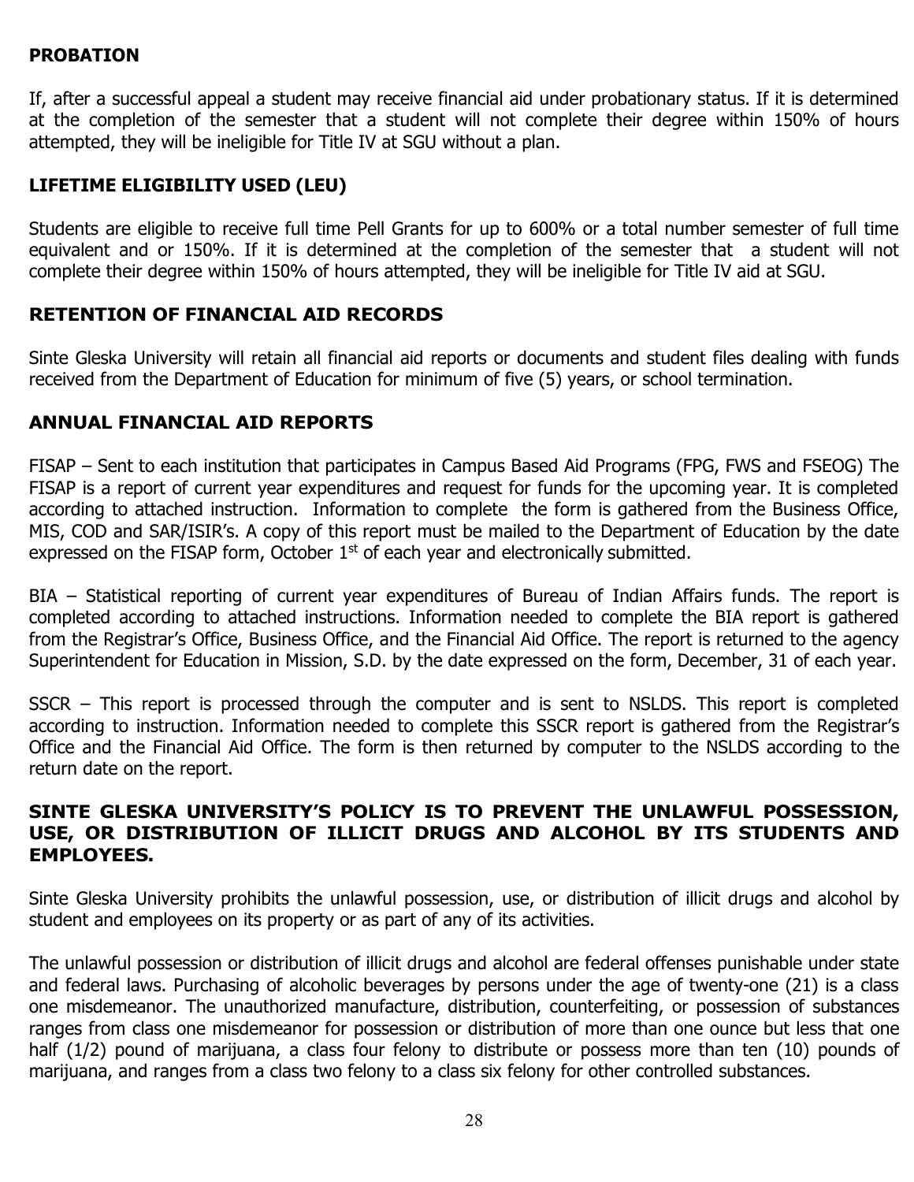**PROBATION**

If, after a successful appeal a student may receive financial aid under probationary status. If it is determined at the completion of the semester that a student will not complete their degree within 150% of hours attempted, they will be ineligible for Title IV at SGU without a plan.

**LIFETIME ELIGIBILITY USED (LEU)**

Students are eligible to receive full time Pell Grants for up to 600% or a total number semester of full time equivalent and or 150%. If it is determined at the completion of the semester that a student will not complete their degree within 150% of hours attempted, they will be ineligible for Title IV aid at SGU.

**RETENTION OF FINANCIAL AID RECORDS**

Sinte Gleska University will retain all financial aid reports or documents and student files dealing with funds received from the Department of Education for minimum of five (5) years, or school termination.

**ANNUAL FINANCIAL AID REPORTS**

FISAP – Sent to each institution that participates in Campus Based Aid Programs (FPG, FWS and FSEOG) The FISAP is a report of current year expenditures and request for funds for the upcoming year. It is completed according to attached instruction. Information to complete the form is gathered from the Business Office, MIS, COD and SAR/ISIR's. A copy of this report must be mailed to the Department of Education by the date expressed on the FISAP form, October 1st of each year and electronically submitted.

BIA – Statistical reporting of current year expenditures of Bureau of Indian Affairs funds. The report is completed according to attached instructions. Information needed to complete the BIA report is gathered from the Registrar's Office, Business Office, and the Financial Aid Office. The report is returned to the agency Superintendent for Education in Mission, S.D. by the date expressed on the form, December, 31 of each year.

SSCR – This report is processed through the computer and is sent to NSLDS. This report is completed according to instruction. Information needed to complete this SSCR report is gathered from the Registrar's Office and the Financial Aid Office. The form is then returned by computer to the NSLDS according to the return date on the report.

**SINTE GLESKA UNIVERSITY'S POLICY IS TO PREVENT THE UNLAWFUL POSSESSION, USE, OR DISTRIBUTION OF ILLICIT DRUGS AND ALCOHOL BY ITS STUDENTS AND EMPLOYEES.**

Sinte Gleska University prohibits the unlawful possession, use, or distribution of illicit drugs and alcohol by student and employees on its property or as part of any of its activities.

The unlawful possession or distribution of illicit drugs and alcohol are federal offenses punishable under state and federal laws. Purchasing of alcoholic beverages by persons under the age of twenty-one (21) is a class one misdemeanor. The unauthorized manufacture, distribution, counterfeiting, or possession of substances ranges from class one misdemeanor for possession or distribution of more than one ounce but less that one half (1/2) pound of marijuana, a class four felony to distribute or possess more than ten (10) pounds of marijuana, and ranges from a class two felony to a class six felony for other controlled substances.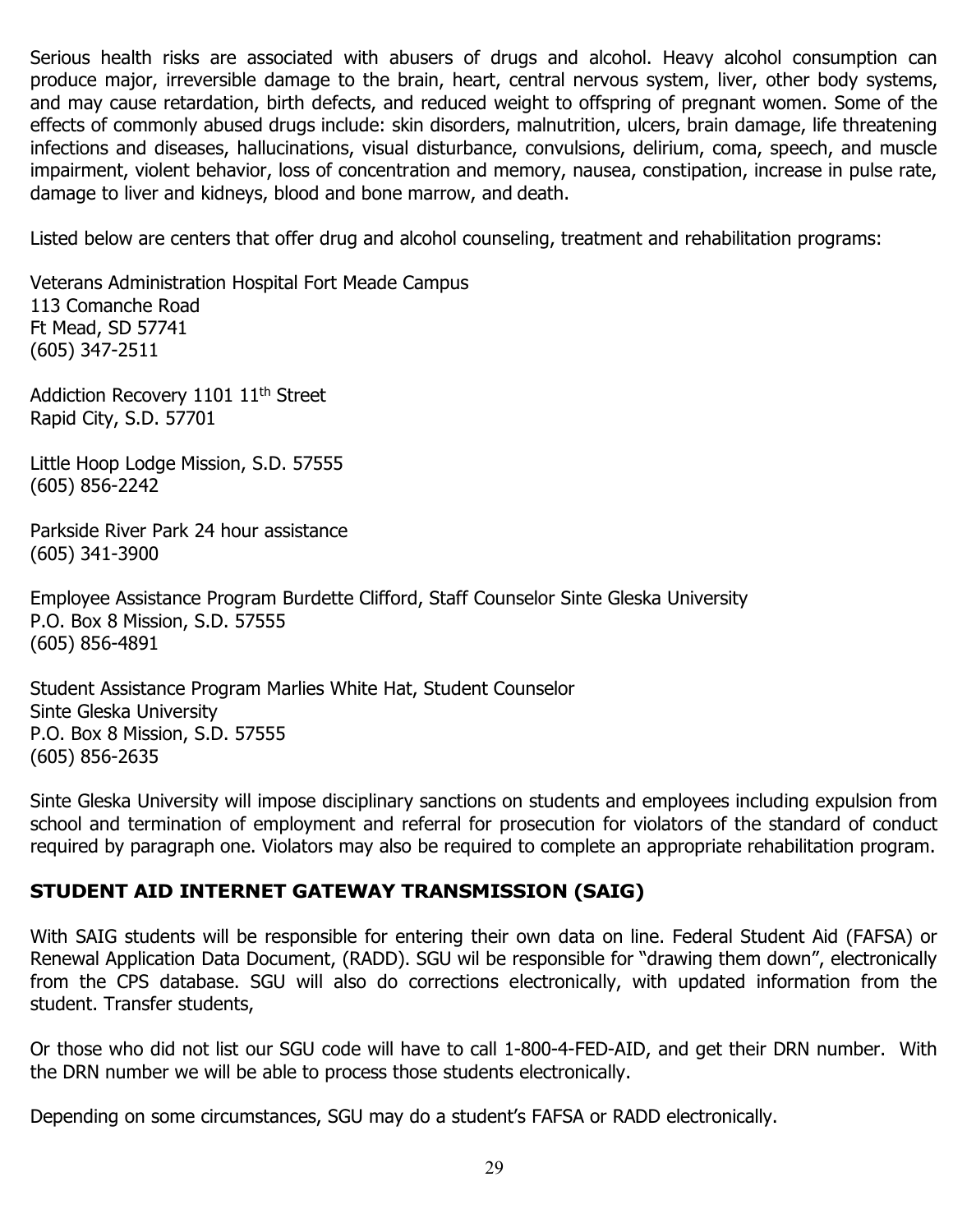Serious health risks are associated with abusers of drugs and alcohol. Heavy alcohol consumption can produce major, irreversible damage to the brain, heart, central nervous system, liver, other body systems, and may cause retardation, birth defects, and reduced weight to offspring of pregnant women. Some of the effects of commonly abused drugs include: skin disorders, malnutrition, ulcers, brain damage, life threatening infections and diseases, hallucinations, visual disturbance, convulsions, delirium, coma, speech, and muscle impairment, violent behavior, loss of concentration and memory, nausea, constipation, increase in pulse rate, damage to liver and kidneys, blood and bone marrow, and death.

Listed below are centers that offer drug and alcohol counseling, treatment and rehabilitation programs:

Veterans Administration Hospital Fort Meade Campus
113 Comanche Road
Ft Mead, SD 57741
(605) 347-2511

Addiction Recovery 1101 11th Street
Rapid City, S.D. 57701

Little Hoop Lodge Mission, S.D. 57555
(605) 856-2242

Parkside River Park 24 hour assistance
(605) 341-3900

Employee Assistance Program Burdette Clifford, Staff Counselor Sinte Gleska University
P.O. Box 8 Mission, S.D. 57555
(605) 856-4891

Student Assistance Program Marlies White Hat, Student Counselor
Sinte Gleska University
P.O. Box 8 Mission, S.D. 57555
(605) 856-2635

Sinte Gleska University will impose disciplinary sanctions on students and employees including expulsion from school and termination of employment and referral for prosecution for violators of the standard of conduct required by paragraph one. Violators may also be required to complete an appropriate rehabilitation program.

## STUDENT AID INTERNET GATEWAY TRANSMISSION (SAIG)

With SAIG students will be responsible for entering their own data on line. Federal Student Aid (FAFSA) or Renewal Application Data Document, (RADD). SGU wil be responsible for "drawing them down", electronically from the CPS database. SGU will also do corrections electronically, with updated information from the student. Transfer students,

Or those who did not list our SGU code will have to call 1-800-4-FED-AID, and get their DRN number. With the DRN number we will be able to process those students electronically.

Depending on some circumstances, SGU may do a student's FAFSA or RADD electronically.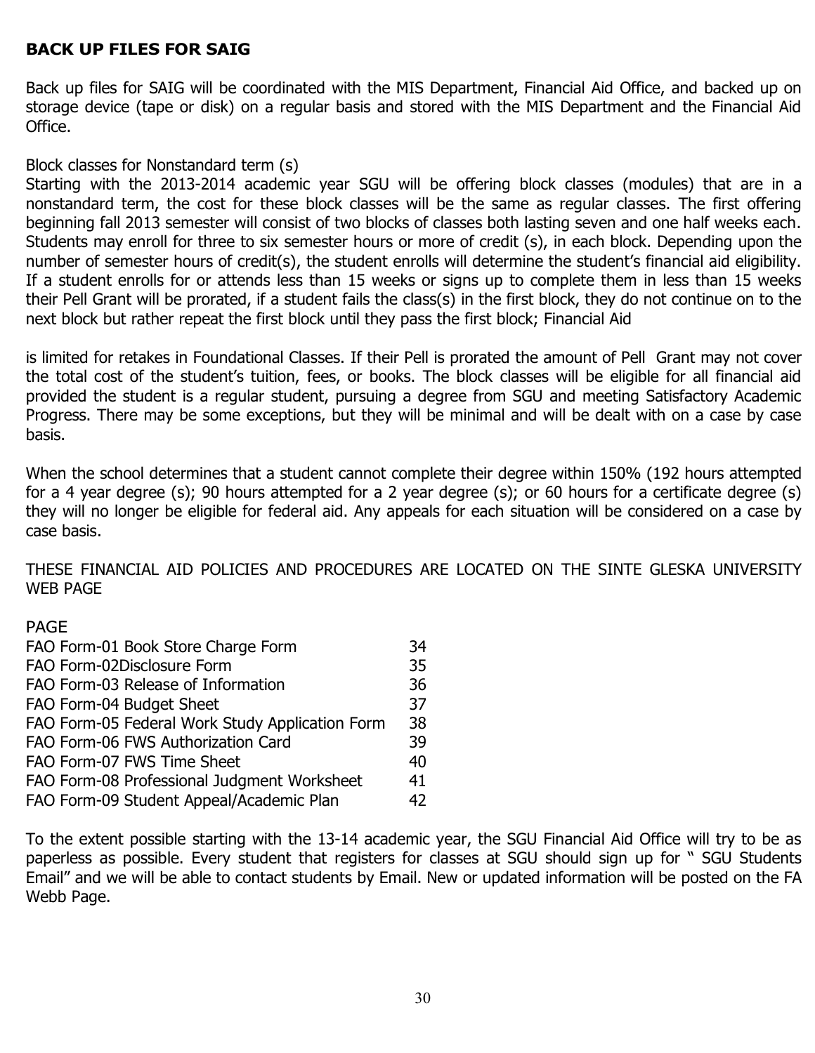## BACK UP FILES FOR SAIG

Back up files for SAIG will be coordinated with the MIS Department, Financial Aid Office, and backed up on storage device (tape or disk) on a regular basis and stored with the MIS Department and the Financial Aid Office.

Block classes for Nonstandard term (s)

Starting with the 2013-2014 academic year SGU will be offering block classes (modules) that are in a nonstandard term, the cost for these block classes will be the same as regular classes. The first offering beginning fall 2013 semester will consist of two blocks of classes both lasting seven and one half weeks each. Students may enroll for three to six semester hours or more of credit (s), in each block. Depending upon the number of semester hours of credit(s), the student enrolls will determine the student's financial aid eligibility. If a student enrolls for or attends less than 15 weeks or signs up to complete them in less than 15 weeks their Pell Grant will be prorated, if a student fails the class(s) in the first block, they do not continue on to the next block but rather repeat the first block until they pass the first block; Financial Aid

is limited for retakes in Foundational Classes. If their Pell is prorated the amount of Pell Grant may not cover the total cost of the student's tuition, fees, or books. The block classes will be eligible for all financial aid provided the student is a regular student, pursuing a degree from SGU and meeting Satisfactory Academic Progress. There may be some exceptions, but they will be minimal and will be dealt with on a case by case basis.

When the school determines that a student cannot complete their degree within 150% (192 hours attempted for a 4 year degree (s); 90 hours attempted for a 2 year degree (s); or 60 hours for a certificate degree (s) they will no longer be eligible for federal aid. Any appeals for each situation will be considered on a case by case basis.

THESE FINANCIAL AID POLICIES AND PROCEDURES ARE LOCATED ON THE SINTE GLESKA UNIVERSITY WEB PAGE

| | PAGE |
|---|---|
| FAO Form-01 Book Store Charge Form | 34 |
| FAO Form-02Disclosure Form | 35 |
| FAO Form-03 Release of Information | 36 |
| FAO Form-04 Budget Sheet | 37 |
| FAO Form-05 Federal Work Study Application Form | 38 |
| FAO Form-06 FWS Authorization Card | 39 |
| FAO Form-07 FWS Time Sheet | 40 |
| FAO Form-08 Professional Judgment Worksheet | 41 |
| FAO Form-09 Student Appeal/Academic Plan | 42 |

To the extent possible starting with the 13-14 academic year, the SGU Financial Aid Office will try to be as paperless as possible. Every student that registers for classes at SGU should sign up for " SGU Students Email" and we will be able to contact students by Email. New or updated information will be posted on the FA Webb Page.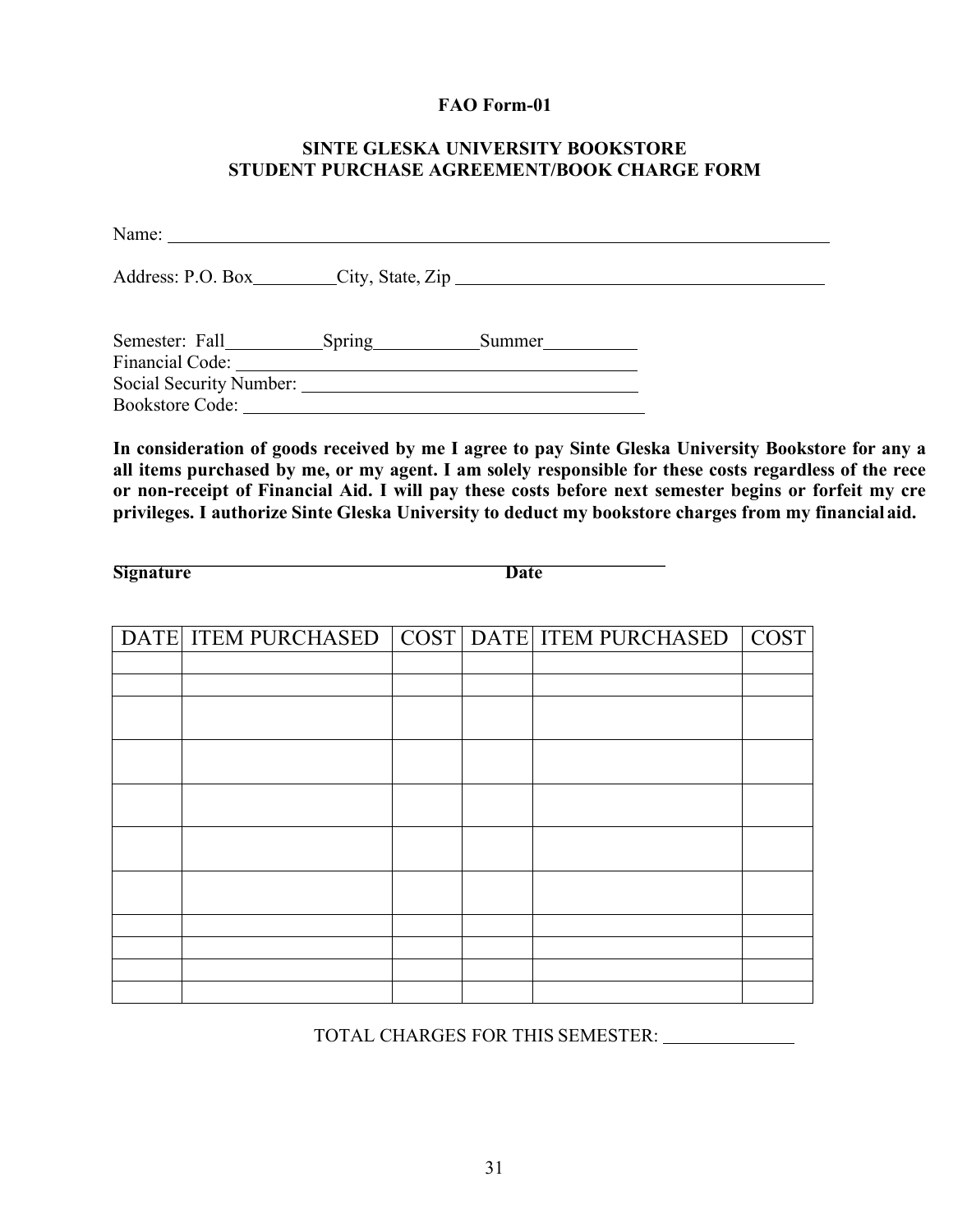**FAO Form-01**

**SINTE GLESKA UNIVERSITY BOOKSTORE**
**STUDENT PURCHASE AGREEMENT/BOOK CHARGE FORM**

Name: ______________________________________________________________

Address: P.O. Box________City, State, Zip ___________________________________

Semester: Fall__________Spring__________Summer__________
Financial Code: ______________________________________
Social Security Number: _______________________________
Bookstore Code: ______________________________________

**In consideration of goods received by me I agree to pay Sinte Gleska University Bookstore for any a all items purchased by me, or my agent. I am solely responsible for these costs regardless of the rece or non-receipt of Financial Aid. I will pay these costs before next semester begins or forfeit my cre privileges. I authorize Sinte Gleska University to deduct my bookstore charges from my financial aid.**

**Signature** ______________________________________ **Date** ______________

| DATE | ITEM PURCHASED | COST | DATE | ITEM PURCHASED | COST |
|---|---|---|---|---|---|
| | | | | | |
| | | | | | |
| | | | | | |
| | | | | | |
| | | | | | |
| | | | | | |
| | | | | | |
| | | | | | |
| | | | | | |
| | | | | | |
| | | | | | |

TOTAL CHARGES FOR THIS SEMESTER: ______________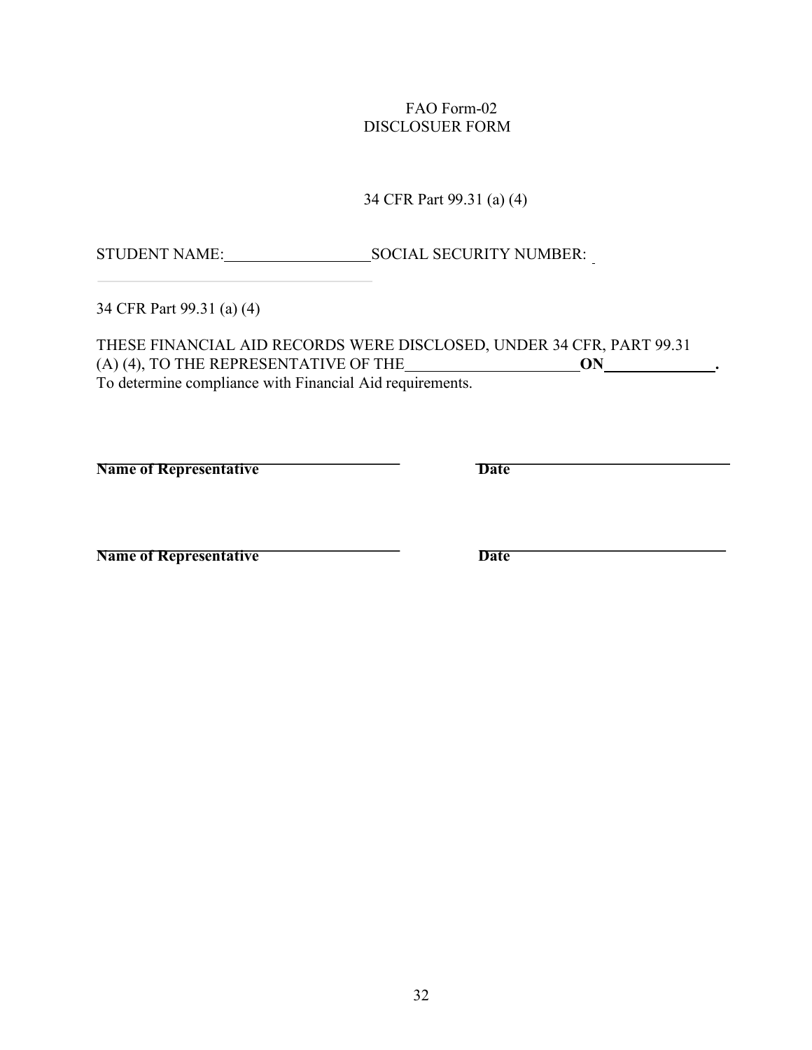FAO Form-02

DISCLOSUER FORM

34 CFR Part 99.31 (a) (4)

STUDENT NAME:\_\_\_\_\_\_\_\_\_\_\_\_\_\_\_\_\_\_ SOCIAL SECURITY NUMBER: \_\_\_\_\_\_\_\_\_\_\_\_\_\_\_\_\_\_

34 CFR Part 99.31 (a) (4)

THESE FINANCIAL AID RECORDS WERE DISCLOSED, UNDER 34 CFR, PART 99.31 (A) (4), TO THE REPRESENTATIVE OF THE\_\_\_\_\_\_\_\_\_\_\_\_\_\_\_\_\_\_\_\_ **ON\_\_\_\_\_\_\_\_\_\_\_\_\_\_.**
To determine compliance with Financial Aid requirements.

**Name of Representative** \_\_\_\_\_\_\_\_\_\_\_\_\_\_\_\_\_\_\_\_ **Date** \_\_\_\_\_\_\_\_\_\_\_\_\_\_\_\_\_\_\_\_

**Name of Representative** \_\_\_\_\_\_\_\_\_\_\_\_\_\_\_\_\_\_\_\_ **Date** \_\_\_\_\_\_\_\_\_\_\_\_\_\_\_\_\_\_\_\_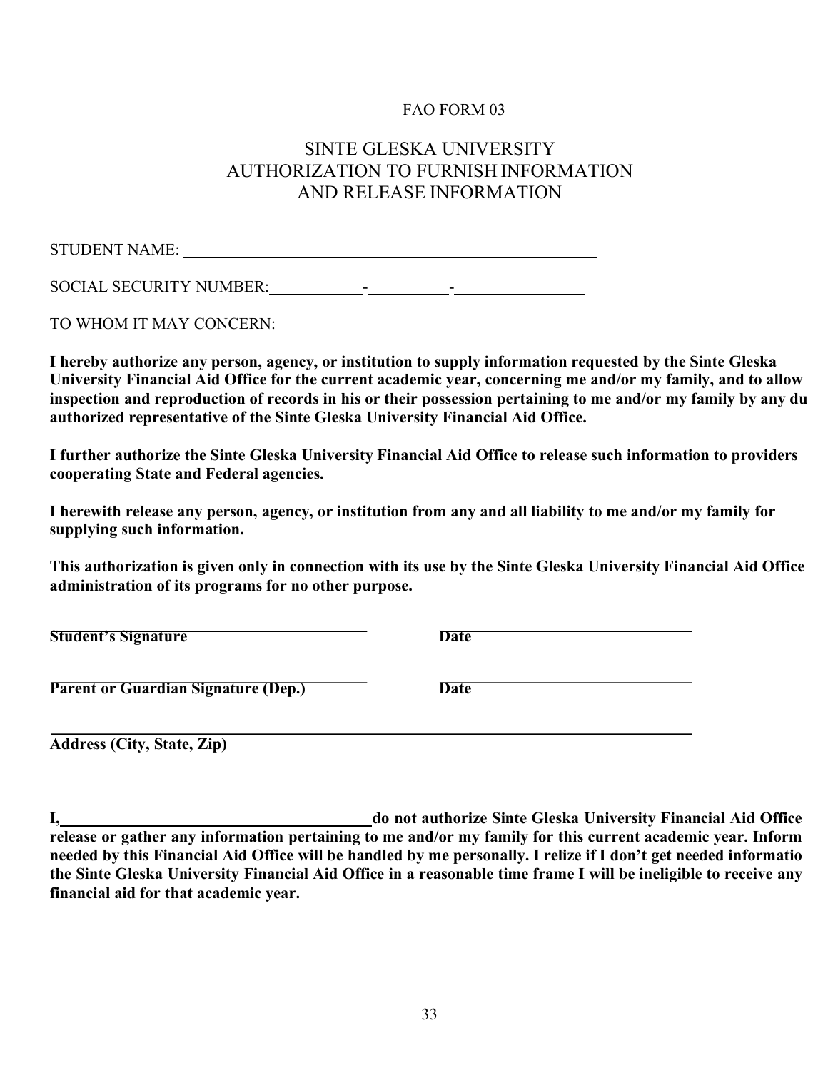FAO FORM 03

# SINTE GLESKA UNIVERSITY
# AUTHORIZATION TO FURNISH INFORMATION AND RELEASE INFORMATION

STUDENT NAME: ______________________________________________

SOCIAL SECURITY NUMBER: __________-__________-______________

TO WHOM IT MAY CONCERN:

**I hereby authorize any person, agency, or institution to supply information requested by the Sinte Gleska University Financial Aid Office for the current academic year, concerning me and/or my family, and to allow inspection and reproduction of records in his or their possession pertaining to me and/or my family by any du authorized representative of the Sinte Gleska University Financial Aid Office.**

**I further authorize the Sinte Gleska University Financial Aid Office to release such information to providers cooperating State and Federal agencies.**

**I herewith release any person, agency, or institution from any and all liability to me and/or my family for supplying such information.**

**This authorization is given only in connection with its use by the Sinte Gleska University Financial Aid Office administration of its programs for no other purpose.**

**Student's Signature** ______________________ **Date** ______________________

**Parent or Guardian Signature (Dep.)** ______________________ **Date** ______________________

______________________________________________

**Address (City, State, Zip)**

**I, ________________________ do not authorize Sinte Gleska University Financial Aid Office release or gather any information pertaining to me and/or my family for this current academic year. Inform needed by this Financial Aid Office will be handled by me personally. I relize if I don't get needed informatio the Sinte Gleska University Financial Aid Office in a reasonable time frame I will be ineligible to receive any financial aid for that academic year.**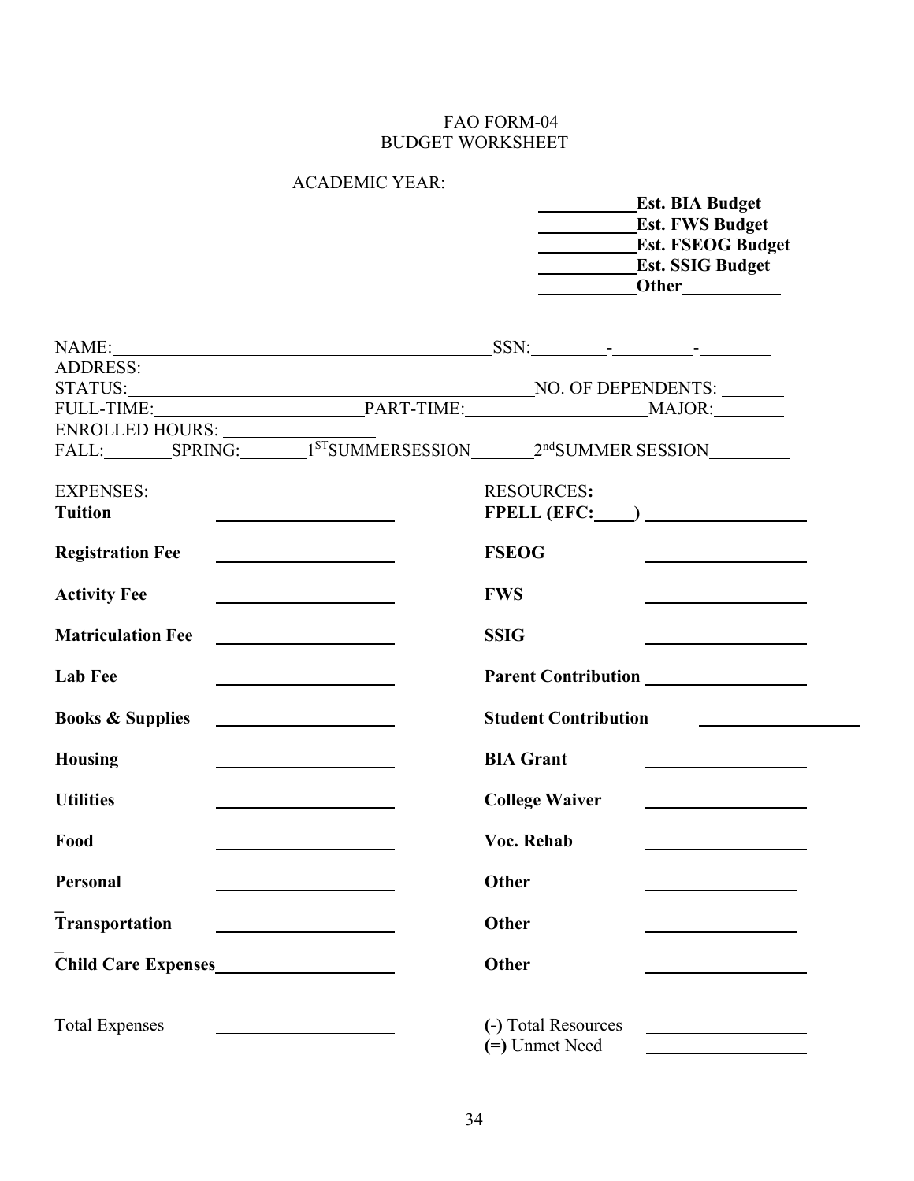FAO FORM-04

BUDGET WORKSHEET

ACADEMIC YEAR: ______________________

__________**Est. BIA Budget**
__________**Est. FWS Budget**
__________**Est. FSEOG Budget**
__________**Est. SSIG Budget**
__________**Other**__________

NAME:____________________________________________SSN:________-_________-________

ADDRESS:___________________________________________________________________________

STATUS:____________________________________________NO. OF DEPENDENTS: _______

FULL-TIME:______________________PART-TIME:____________________MAJOR:________

ENROLLED HOURS: ________________

FALL:_______SPRING:_______1ST SUMMERSESSION_______2nd SUMMER SESSION_________

| EXPENSES: | | RESOURCES: | |
|---|---|---|---|
| **Tuition** | ____________ | **FPELL (EFC:____)** | ____________ |
| **Registration Fee** | ____________ | **FSEOG** | ____________ |
| **Activity Fee** | ____________ | **FWS** | ____________ |
| **Matriculation Fee** | ____________ | **SSIG** | ____________ |
| **Lab Fee** | ____________ | **Parent Contribution** | ____________ |
| **Books & Supplies** | ____________ | **Student Contribution** | ____________ |
| **Housing** | ____________ | **BIA Grant** | ____________ |
| **Utilities** | ____________ | **College Waiver** | ____________ |
| **Food** | ____________ | **Voc. Rehab** | ____________ |
| **Personal** | ____________ | **Other** | ____________ |
| **Transportation** | ____________ | **Other** | ____________ |
| **Child Care Expenses** | ____________ | **Other** | ____________ |
| Total Expenses | ____________ | **(-)** Total Resources | ____________ |
| | | **(=)** Unmet Need | ____________ |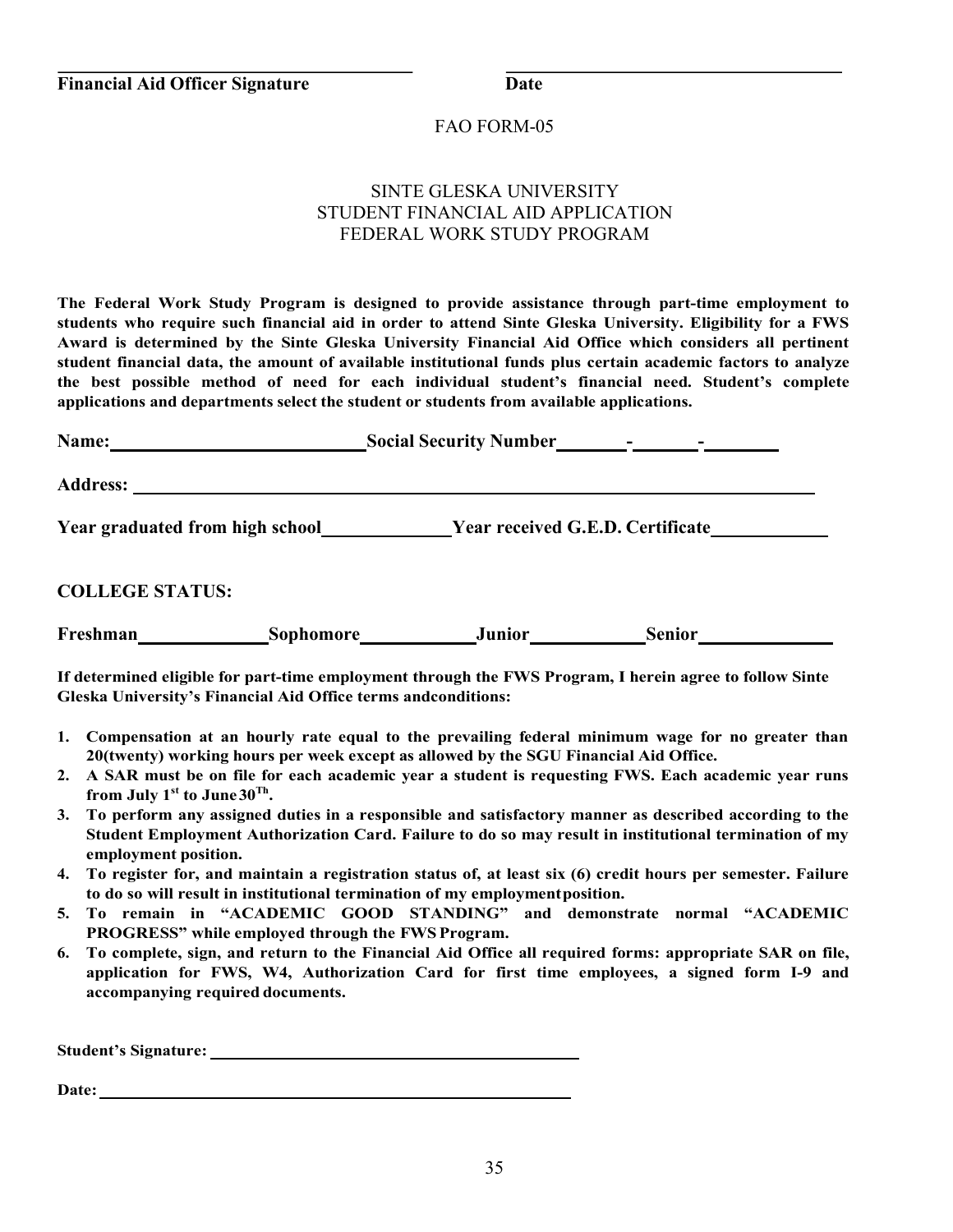\_\_\_\_\_\_\_\_\_\_\_\_\_\_\_\_\_\_\_\_\_\_\_\_\_\_\_\_\_\_\_\_\_\_\_\_ \_\_\_\_\_\_\_\_\_\_\_\_\_\_\_\_\_\_\_\_\_\_\_\_\_\_\_\_\_\_\_\_\_\_\_\_

**Financial Aid Officer Signature** **Date**

FAO FORM-05

SINTE GLESKA UNIVERSITY
STUDENT FINANCIAL AID APPLICATION
FEDERAL WORK STUDY PROGRAM

**The Federal Work Study Program is designed to provide assistance through part-time employment to students who require such financial aid in order to attend Sinte Gleska University. Eligibility for a FWS Award is determined by the Sinte Gleska University Financial Aid Office which considers all pertinent student financial data, the amount of available institutional funds plus certain academic factors to analyze the best possible method of need for each individual student's financial need. Student's complete applications and departments select the student or students from available applications.**

**Name:**\_\_\_\_\_\_\_\_\_\_\_\_\_\_\_\_\_\_\_\_\_\_\_\_\_\_\_ **Social Security Number**\_\_\_\_\_\_\_-\_\_\_\_\_\_\_-\_\_\_\_\_\_\_\_

**Address:** \_\_\_\_\_\_\_\_\_\_\_\_\_\_\_\_\_\_\_\_\_\_\_\_\_\_\_\_\_\_\_\_\_\_\_\_\_\_\_\_\_\_\_\_\_\_\_\_\_\_\_\_\_\_\_\_\_\_\_\_\_\_\_\_\_\_\_\_\_\_

**Year graduated from high school**\_\_\_\_\_\_\_\_\_\_\_\_\_\_ **Year received G.E.D. Certificate**\_\_\_\_\_\_\_\_\_\_\_\_\_

**COLLEGE STATUS:**

**Freshman**\_\_\_\_\_\_\_\_\_\_\_\_\_\_ **Sophomore**\_\_\_\_\_\_\_\_\_\_\_\_ **Junior**\_\_\_\_\_\_\_\_\_\_\_\_ **Senior**\_\_\_\_\_\_\_\_\_\_\_\_\_\_

**If determined eligible for part-time employment through the FWS Program, I herein agree to follow Sinte Gleska University's Financial Aid Office terms andconditions:**

1. **Compensation at an hourly rate equal to the prevailing federal minimum wage for no greater than 20(twenty) working hours per week except as allowed by the SGU Financial Aid Office.**
2. **A SAR must be on file for each academic year a student is requesting FWS. Each academic year runs from July 1st to June 30Th.**
3. **To perform any assigned duties in a responsible and satisfactory manner as described according to the Student Employment Authorization Card. Failure to do so may result in institutional termination of my employment position.**
4. **To register for, and maintain a registration status of, at least six (6) credit hours per semester. Failure to do so will result in institutional termination of my employmentposition.**
5. **To remain in "ACADEMIC GOOD STANDING" and demonstrate normal "ACADEMIC PROGRESS" while employed through the FWS Program.**
6. **To complete, sign, and return to the Financial Aid Office all required forms: appropriate SAR on file, application for FWS, W4, Authorization Card for first time employees, a signed form I-9 and accompanying required documents.**

**Student's Signature:** \_\_\_\_\_\_\_\_\_\_\_\_\_\_\_\_\_\_\_\_\_\_\_\_\_\_\_\_\_\_\_\_\_\_\_\_\_\_\_\_\_\_

**Date:** \_\_\_\_\_\_\_\_\_\_\_\_\_\_\_\_\_\_\_\_\_\_\_\_\_\_\_\_\_\_\_\_\_\_\_\_\_\_\_\_\_\_\_\_\_\_\_\_\_\_\_\_\_\_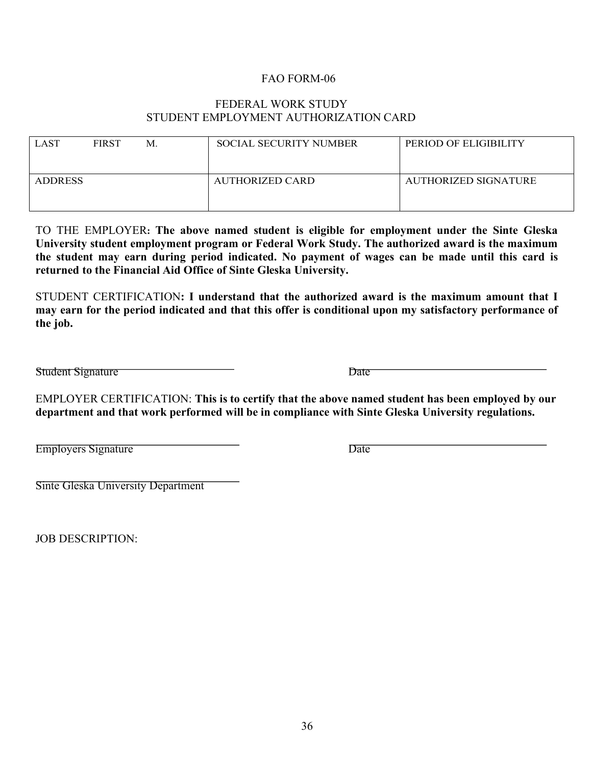FAO FORM-06

# FEDERAL WORK STUDY
## STUDENT EMPLOYMENT AUTHORIZATION CARD

| LAST FIRST M. | SOCIAL SECURITY NUMBER | PERIOD OF ELIGIBILITY |
|---|---|---|
| ADDRESS | AUTHORIZED CARD | AUTHORIZED SIGNATURE |

TO THE EMPLOYER: **The above named student is eligible for employment under the Sinte Gleska University student employment program or Federal Work Study. The authorized award is the maximum the student may earn during period indicated. No payment of wages can be made until this card is returned to the Financial Aid Office of Sinte Gleska University.**

STUDENT CERTIFICATION**: I understand that the authorized award is the maximum amount that I may earn for the period indicated and that this offer is conditional upon my satisfactory performance of the job.**

Student Signature ______________________ Date ______________________

EMPLOYER CERTIFICATION: **This is to certify that the above named student has been employed by our department and that work performed will be in compliance with Sinte Gleska University regulations.**

Employers Signature ______________________ Date ______________________

Sinte Gleska University Department ______________________

JOB DESCRIPTION: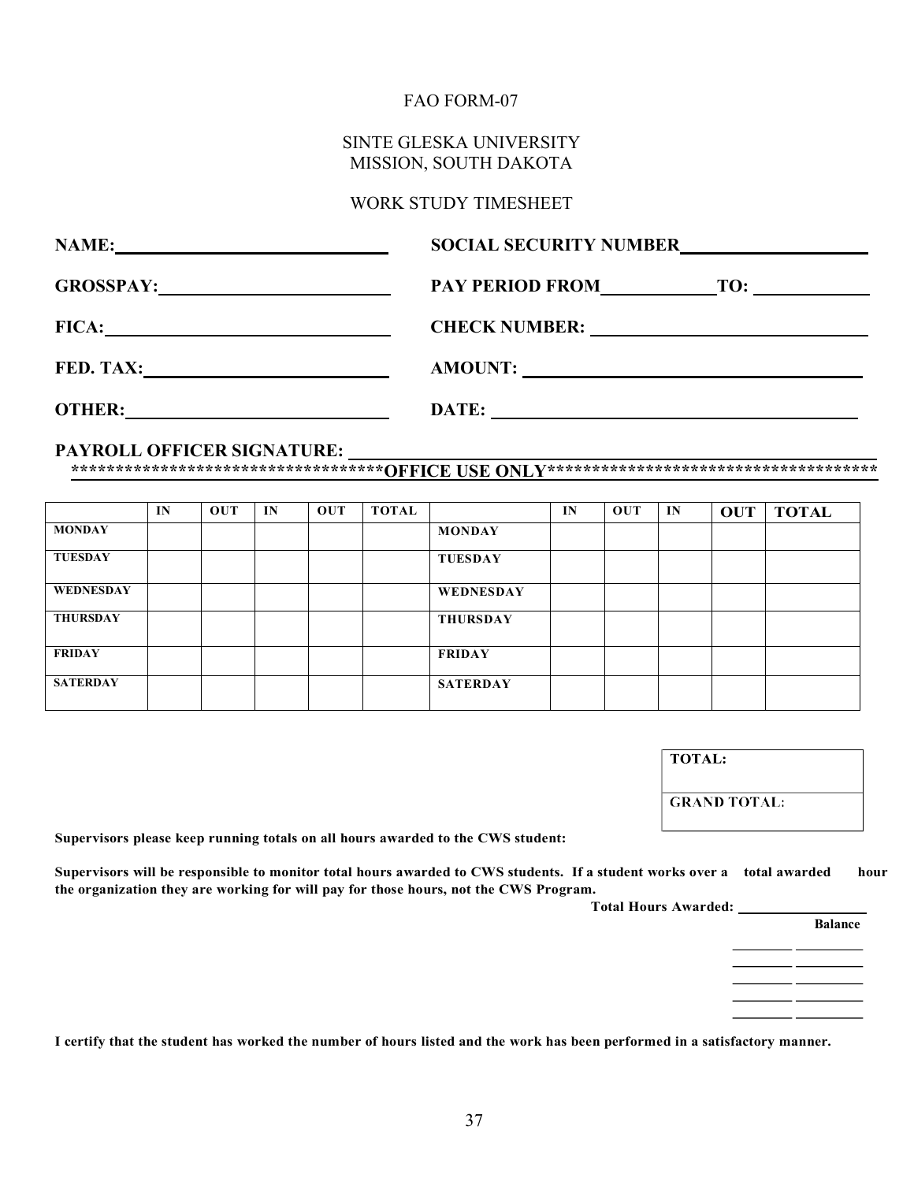FAO FORM-07

SINTE GLESKA UNIVERSITY
MISSION, SOUTH DAKOTA

WORK STUDY TIMESHEET

**NAME:** ______________________________ **SOCIAL SECURITY NUMBER** ____________________

**GROSSPAY:** __________________________ **PAY PERIOD FROM** ____________ **TO:** ____________

**FICA:** ______________________________ **CHECK NUMBER:** ______________________________

**FED. TAX:** __________________________ **AMOUNT:** ____________________________________

**OTHER:** _____________________________ **DATE:** ______________________________________

**PAYROLL OFFICER SIGNATURE:** ________________________________________________________

**\*\*\*\*\*\*\*\*\*\*\*\*\*\*\*\*\*\*\*\*\*\*\*\*\*\*\*\*\*\*\*\*\*\*\*OFFICE USE ONLY\*\*\*\*\*\*\*\*\*\*\*\*\*\*\*\*\*\*\*\*\*\*\*\*\*\*\*\*\*\*\*\*\*\*\*\*\*\***

| | IN | OUT | IN | OUT | TOTAL | | IN | OUT | IN | OUT | TOTAL |
|---|---|---|---|---|---|---|---|---|---|---|---|
| MONDAY | | | | | | MONDAY | | | | | |
| TUESDAY | | | | | | TUESDAY | | | | | |
| WEDNESDAY | | | | | | WEDNESDAY | | | | | |
| THURSDAY | | | | | | THURSDAY | | | | | |
| FRIDAY | | | | | | FRIDAY | | | | | |
| SATERDAY | | | | | | SATERDAY | | | | | |

| TOTAL: |
|---|
| GRAND TOTAL: |

**Supervisors please keep running totals on all hours awarded to the CWS student:**

**Supervisors will be responsible to monitor total hours awarded to CWS students. If a student works over a total awarded hour the organization they are working for will pay for those hours, not the CWS Program.**

**Total Hours Awarded:** ________________

**Balance**

________ ________
________ ________
________ ________
________ ________
________ ________

**I certify that the student has worked the number of hours listed and the work has been performed in a satisfactory manner.**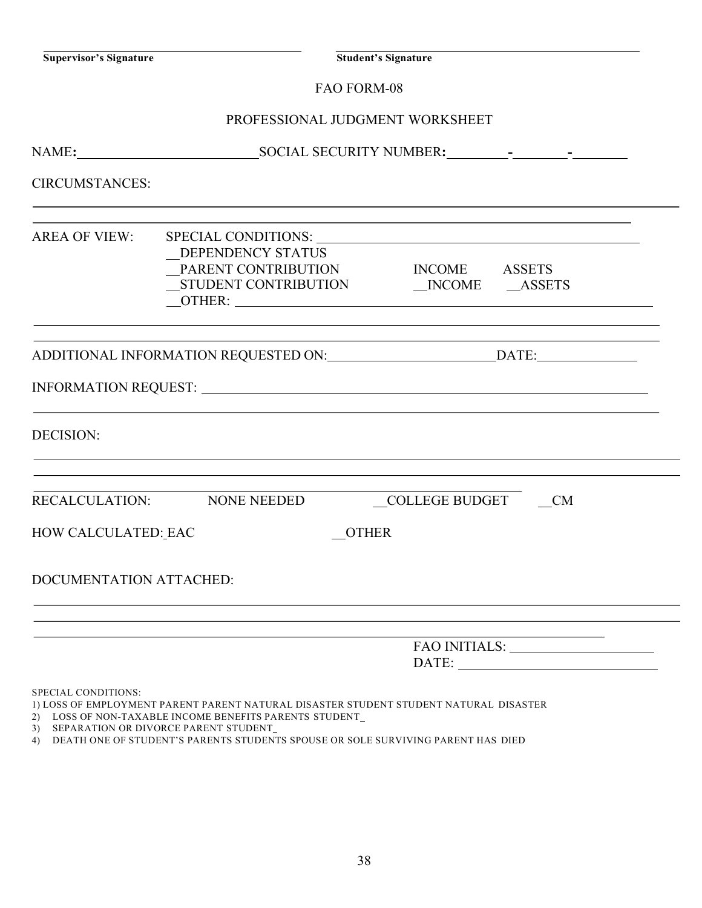______________________________ Supervisor's Signature ______________________________ Student's Signature

FAO FORM-08

PROFESSIONAL JUDGMENT WORKSHEET

NAME: ______________________ SOCIAL SECURITY NUMBER: ________-________-________

CIRCUMSTANCES:

____________________________________________________________________________

____________________________________________________________________________

AREA OF VIEW: SPECIAL CONDITIONS: ______________________________________

__DEPENDENCY STATUS

__PARENT CONTRIBUTION INCOME ASSETS

__STUDENT CONTRIBUTION __INCOME __ASSETS

__OTHER: ________________________________________________

____________________________________________________________________________

____________________________________________________________________________

ADDITIONAL INFORMATION REQUESTED ON: ______________________ DATE: ____________

INFORMATION REQUEST: ____________________________________________________

____________________________________________________________________________

DECISION:

____________________________________________________________________________

____________________________________________________________________________

____________________________________________________________________________

RECALCULATION: NONE NEEDED __COLLEGE BUDGET __CM

HOW CALCULATED: EAC __OTHER

DOCUMENTATION ATTACHED:

____________________________________________________________________________

____________________________________________________________________________

____________________________________________________________________________

FAO INITIALS: ____________________

DATE: ____________________

SPECIAL CONDITIONS:

1) LOSS OF EMPLOYMENT PARENT PARENT NATURAL DISASTER STUDENT STUDENT NATURAL DISASTER
2) LOSS OF NON-TAXABLE INCOME BENEFITS PARENTS STUDENT_
3) SEPARATION OR DIVORCE PARENT STUDENT_
4) DEATH ONE OF STUDENT'S PARENTS STUDENTS SPOUSE OR SOLE SURVIVING PARENT HAS DIED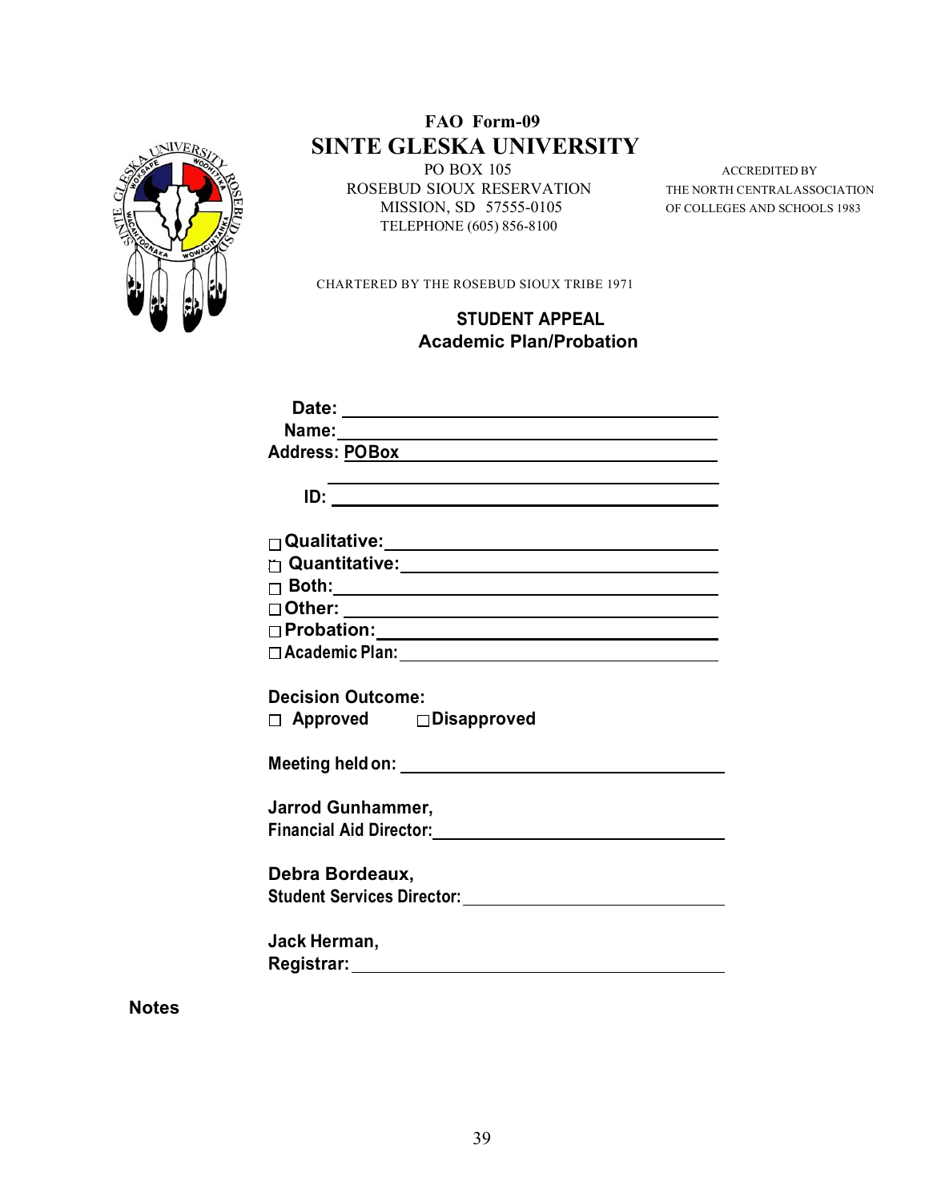FAO Form-09

# SINTE GLESKA UNIVERSITY

PO BOX 105
ROSEBUD SIOUX RESERVATION
MISSION, SD 57555-0105
TELEPHONE (605) 856-8100

ACCREDITED BY
THE NORTH CENTRAL ASSOCIATION
OF COLLEGES AND SCHOOLS 1983

CHARTERED BY THE ROSEBUD SIOUX TRIBE 1971

## STUDENT APPEAL
## Academic Plan/Probation

**Date:** ____________________

**Name:** ____________________

**Address:** **PO Box** ____________________

____________________

**ID:** ____________________

☐ **Qualitative:** ____________________

☐ **Quantitative:** ____________________

☐ **Both:** ____________________

☐ **Other:** ____________________

☐ **Probation:** ____________________

☐ **Academic Plan:** ____________________

**Decision Outcome:**

☐ **Approved** ☐ **Disapproved**

**Meeting held on:** ____________________

**Jarrod Gunhammer,**
**Financial Aid Director:** ____________________

**Debra Bordeaux,**
**Student Services Director:** ____________________

**Jack Herman,**
**Registrar:** ____________________

**Notes**